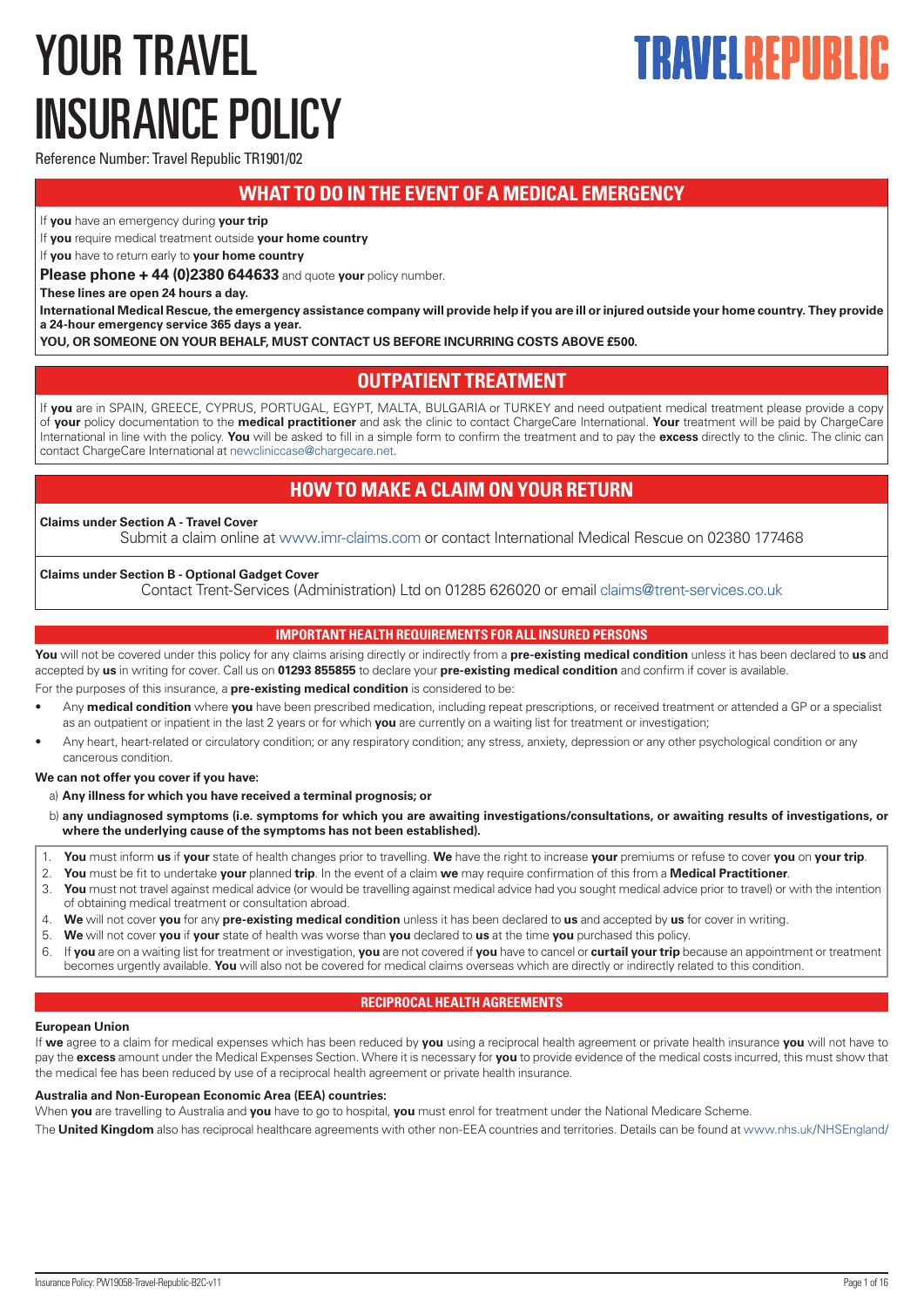# YOUR TRAVEL INSURANCE POLICY

**TRAVELREPUBLIC**

Reference Number: Travel Republic TR1901/02

## WHAT TO DO IN THE EVENT OF A MEDICAL EMERGENCY

If **you** have an emergency during **your trip**

If **you** require medical treatment outside **your home country**

If **you** have to return early to **your home country**

**Please phone + 44 (0)2380 644633** and quote **your** policy number.

**These lines are open 24 hours a day.**

**International Medical Rescue, the emergency assistance company will provide help if you are ill or injured outside your home country. They provide a 24-hour emergency service 365 days a year.**

**YOU, OR SOMEONE ON YOUR BEHALF, MUST CONTACT US BEFORE INCURRING COSTS ABOVE £500.**

## OUTPATIENT TREATMENT

If **you** are in SPAIN, GREECE, CYPRUS, PORTUGAL, EGYPT, MALTA, BULGARIA or TURKEY and need outpatient medical treatment please provide a copy of **your** policy documentation to the **medical practitioner** and ask the clinic to contact ChargeCare International. **Your** treatment will be paid by ChargeCare International in line with the policy. **You** will be asked to fill in a simple form to confirm the treatment and to pay the **excess** directly to the clinic. The clinic can contact ChargeCare International at newcliniccase@chargecare.net.

## HOW TO MAKE A CLAIM ON YOUR RETURN

**Claims under Section A - Travel Cover**

Submit a claim online at www.imr-claims.com or contact International Medical Rescue on 02380 177468

**Claims under Section B - Optional Gadget Cover**

Contact Trent-Services (Administration) Ltd on 01285 626020 or email claims@trent-services.co.uk

### IMPORTANT HEALTH REQUIREMENTS FOR ALL INSURED PERSONS

**You** will not be covered under this policy for any claims arising directly or indirectly from a **pre-existing medical condition** unless it has been declared to **us** and accepted by **us** in writing for cover. Call us on **01293 855855** to declare your **pre-existing medical condition** and confirm if cover is available.

For the purposes of this insurance, a **pre-existing medical condition** is considered to be:

- Any **medical condition** where **you** have been prescribed medication, including repeat prescriptions, or received treatment or attended a GP or a specialist as an outpatient or inpatient in the last 2 years or for which **you** are currently on a waiting list for treatment or investigation;
- Any heart, heart-related or circulatory condition; or any respiratory condition; any stress, anxiety, depression or any other psychological condition or any cancerous condition.

**We can not offer you cover if you have:**

a) **Any illness for which you have received a terminal prognosis; or**

b) **any undiagnosed symptoms (i.e. symptoms for which you are awaiting investigations/consultations, or awaiting results of investigations, or where the underlying cause of the symptoms has not been established).**

1. **You** must inform **us** if **your** state of health changes prior to travelling. **We** have the right to increase **your** premiums or refuse to cover **you** on **your trip**.
2. **You** must be fit to undertake **your** planned **trip**. In the event of a claim **we** may require confirmation of this from a **Medical Practitioner**.
3. **You** must not travel against medical advice (or would be travelling against medical advice had you sought medical advice prior to travel) or with the intention of obtaining medical treatment or consultation abroad.
4. **We** will not cover **you** for any **pre-existing medical condition** unless it has been declared to **us** and accepted by **us** for cover in writing.
5. **We** will not cover **you** if **your** state of health was worse than **you** declared to **us** at the time **you** purchased this policy.
6. If **you** are on a waiting list for treatment or investigation, **you** are not covered if **you** have to cancel or **curtail your trip** because an appointment or treatment becomes urgently available. **You** will also not be covered for medical claims overseas which are directly or indirectly related to this condition.

### RECIPROCAL HEALTH AGREEMENTS

**European Union**

If **we** agree to a claim for medical expenses which has been reduced by **you** using a reciprocal health agreement or private health insurance **you** will not have to pay the **excess** amount under the Medical Expenses Section. Where it is necessary for **you** to provide evidence of the medical costs incurred, this must show that the medical fee has been reduced by use of a reciprocal health agreement or private health insurance.

**Australia and Non-European Economic Area (EEA) countries:**

When **you** are travelling to Australia and **you** have to go to hospital, **you** must enrol for treatment under the National Medicare Scheme.

The **United Kingdom** also has reciprocal healthcare agreements with other non-EEA countries and territories. Details can be found at www.nhs.uk/NHSEngland/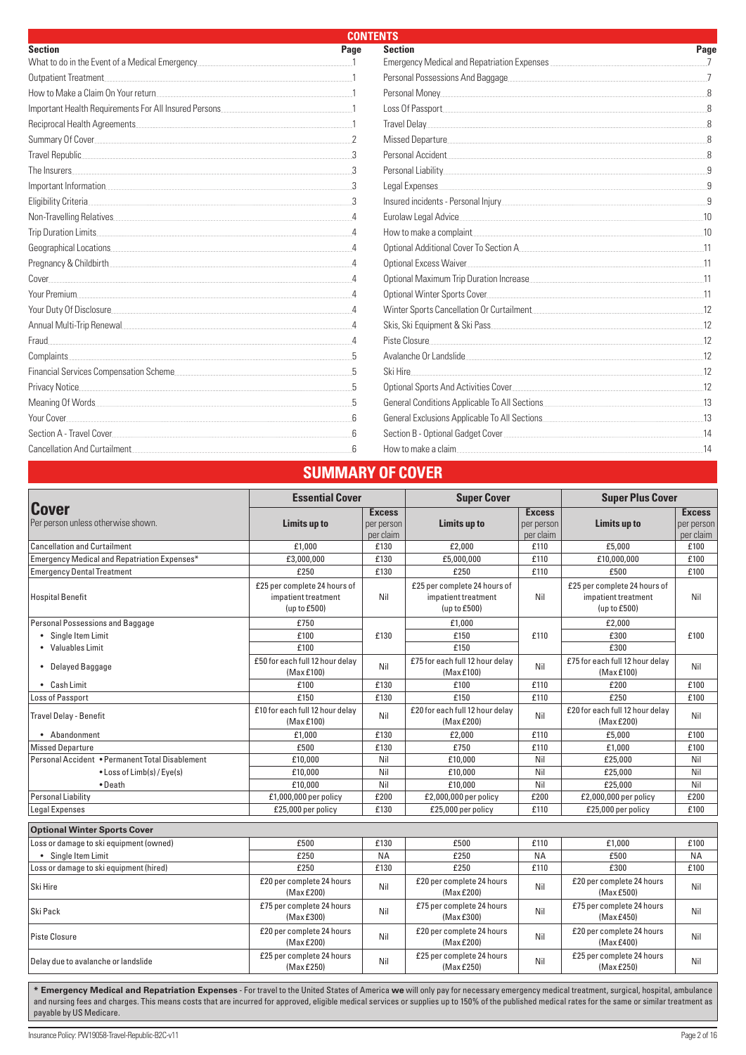## CONTENTS

| Section | Page |
|---|---|
| What to do in the Event of a Medical Emergency | 1 |
| Outpatient Treatment | 1 |
| How to Make a Claim On Your return | 1 |
| Important Health Requirements For All Insured Persons | 1 |
| Reciprocal Health Agreements | 1 |
| Summary Of Cover | 2 |
| Travel Republic | 3 |
| The Insurers | 3 |
| Important Information | 3 |
| Eligibility Criteria | 3 |
| Non-Travelling Relatives | 4 |
| Trip Duration Limits | 4 |
| Geographical Locations | 4 |
| Pregnancy & Childbirth | 4 |
| Cover | 4 |
| Your Premium | 4 |
| Your Duty Of Disclosure | 4 |
| Annual Multi-Trip Renewal | 4 |
| Fraud | 4 |
| Complaints | 5 |
| Financial Services Compensation Scheme | 5 |
| Privacy Notice | 5 |
| Meaning Of Words | 5 |
| Your Cover | 6 |
| Section A - Travel Cover | 6 |
| Cancellation And Curtailment | 6 |
| Emergency Medical and Repatriation Expenses | 7 |
| Personal Possessions And Baggage | 7 |
| Personal Money | 8 |
| Loss Of Passport | 8 |
| Travel Delay | 8 |
| Missed Departure | 8 |
| Personal Accident | 8 |
| Personal Liability | 9 |
| Legal Expenses | 9 |
| Insured incidents - Personal Injury | 9 |
| Eurolaw Legal Advice | 10 |
| How to make a complaint | 10 |
| Optional Additional Cover To Section A | 11 |
| Optional Excess Waiver | 11 |
| Optional Maximum Trip Duration Increase | 11 |
| Optional Winter Sports Cover | 11 |
| Winter Sports Cancellation Or Curtailment | 12 |
| Skis, Ski Equipment & Ski Pass | 12 |
| Piste Closure | 12 |
| Avalanche Or Landslide | 12 |
| Ski Hire | 12 |
| Optional Sports And Activities Cover | 12 |
| General Conditions Applicable To All Sections | 13 |
| General Exclusions Applicable To All Sections | 13 |
| Section B - Optional Gadget Cover | 14 |
| How to make a claim | 14 |

## SUMMARY OF COVER

| **Cover** Per person unless otherwise shown. | **Essential Cover** Limits up to | Excess per person per claim | **Super Cover** Limits up to | Excess per person per claim | **Super Plus Cover** Limits up to | Excess per person per claim |
|---|---|---|---|---|---|---|
| Cancellation and Curtailment | £1,000 | £130 | £2,000 | £110 | £5,000 | £100 |
| Emergency Medical and Repatriation Expenses* | £3,000,000 | £130 | £5,000,000 | £110 | £10,000,000 | £100 |
| Emergency Dental Treatment | £250 | £130 | £250 | £110 | £500 | £100 |
| Hospital Benefit | £25 per complete 24 hours of impatient treatment (up to £500) | Nil | £25 per complete 24 hours of impatient treatment (up to £500) | Nil | £25 per complete 24 hours of impatient treatment (up to £500) | Nil |
| Personal Possessions and Baggage | £750 | £130 | £1,000 | £110 | £2,000 | £100 |
| • Single Item Limit | £100 | | £150 | | £300 | |
| • Valuables Limit | £100 | | £150 | | £300 | |
| • Delayed Baggage | £50 for each full 12 hour delay (Max £100) | Nil | £75 for each full 12 hour delay (Max £100) | Nil | £75 for each full 12 hour delay (Max £100) | Nil |
| • Cash Limit | £100 | £130 | £100 | £110 | £200 | £100 |
| Loss of Passport | £150 | £130 | £150 | £110 | £250 | £100 |
| Travel Delay - Benefit | £10 for each full 12 hour delay (Max £100) | Nil | £20 for each full 12 hour delay (Max £200) | Nil | £20 for each full 12 hour delay (Max £200) | Nil |
| • Abandonment | £1,000 | £130 | £2,000 | £110 | £5,000 | £100 |
| Missed Departure | £500 | £130 | £750 | £110 | £1,000 | £100 |
| Personal Accident • Permanent Total Disablement | £10,000 | Nil | £10,000 | Nil | £25,000 | Nil |
| • Loss of Limb(s) / Eye(s) | £10,000 | Nil | £10,000 | Nil | £25,000 | Nil |
| • Death | £10,000 | Nil | £10,000 | Nil | £25,000 | Nil |
| Personal Liability | £1,000,000 per policy | £200 | £2,000,000 per policy | £200 | £2,000,000 per policy | £200 |
| Legal Expenses | £25,000 per policy | £130 | £25,000 per policy | £110 | £25,000 per policy | £100 |
| **Optional Winter Sports Cover** | | | | | | |
| Loss or damage to ski equipment (owned) | £500 | £130 | £500 | £110 | £1,000 | £100 |
| • Single Item Limit | £250 | NA | £250 | NA | £500 | NA |
| Loss or damage to ski equipment (hired) | £250 | £130 | £250 | £110 | £300 | £100 |
| Ski Hire | £20 per complete 24 hours (Max £200) | Nil | £20 per complete 24 hours (Max £200) | Nil | £20 per complete 24 hours (Max £500) | Nil |
| Ski Pack | £75 per complete 24 hours (Max £300) | Nil | £75 per complete 24 hours (Max £300) | Nil | £75 per complete 24 hours (Max £450) | Nil |
| Piste Closure | £20 per complete 24 hours (Max £200) | Nil | £20 per complete 24 hours (Max £200) | Nil | £20 per complete 24 hours (Max £400) | Nil |
| Delay due to avalanche or landslide | £25 per complete 24 hours (Max £250) | Nil | £25 per complete 24 hours (Max £250) | Nil | £25 per complete 24 hours (Max £250) | Nil |

**\* Emergency Medical and Repatriation Expenses** - For travel to the United States of America **we** will only pay for necessary emergency medical treatment, surgical, hospital, ambulance and nursing fees and charges. This means costs that are incurred for approved, eligible medical services or supplies up to 150% of the published medical rates for the same or similar treatment as payable by US Medicare.

Insurance Policy: PW19058-Travel-Republic-B2C-v11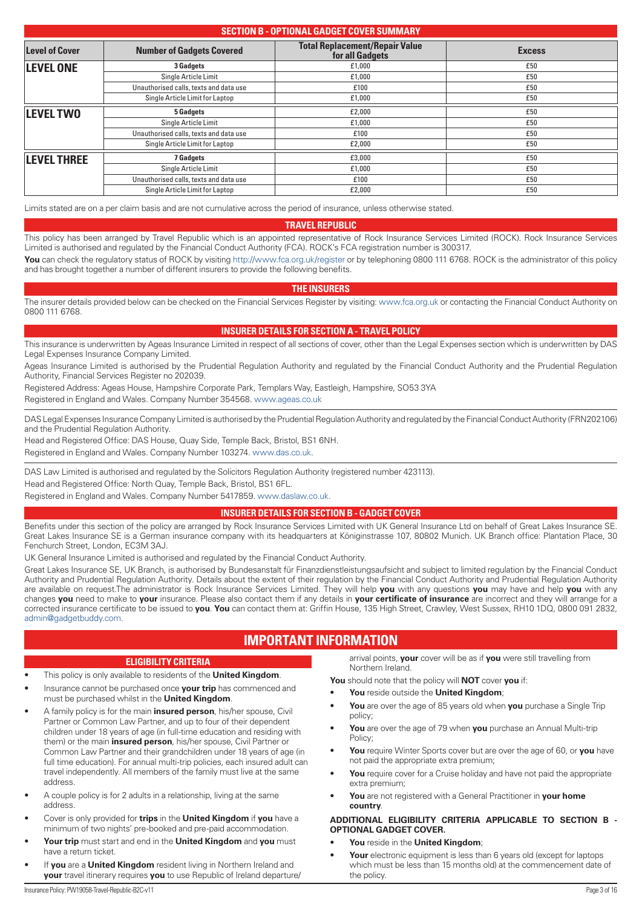## SECTION B - OPTIONAL GADGET COVER SUMMARY

| Level of Cover | Number of Gadgets Covered | Total Replacement/Repair Value for all Gadgets | Excess |
|---|---|---|---|
| **LEVEL ONE** | **3 Gadgets** | £1,000 | £50 |
| | Single Article Limit | £1,000 | £50 |
| | Unauthorised calls, texts and data use | £100 | £50 |
| | Single Article Limit for Laptop | £1,000 | £50 |
| **LEVEL TWO** | **5 Gadgets** | £2,000 | £50 |
| | Single Article Limit | £1,000 | £50 |
| | Unauthorised calls, texts and data use | £100 | £50 |
| | Single Article Limit for Laptop | £2,000 | £50 |
| **LEVEL THREE** | **7 Gadgets** | £3,000 | £50 |
| | Single Article Limit | £1,000 | £50 |
| | Unauthorised calls, texts and data use | £100 | £50 |
| | Single Article Limit for Laptop | £2,000 | £50 |

Limits stated are on a per claim basis and are not cumulative across the period of insurance, unless otherwise stated.

## TRAVEL REPUBLIC

This policy has been arranged by Travel Republic which is an appointed representative of Rock Insurance Services Limited (ROCK). Rock Insurance Services Limited is authorised and regulated by the Financial Conduct Authority (FCA). ROCK's FCA registration number is 300317.

**You** can check the regulatory status of ROCK by visiting http://www.fca.org.uk/register or by telephoning 0800 111 6768. ROCK is the administrator of this policy and has brought together a number of different insurers to provide the following benefits.

## THE INSURERS

The insurer details provided below can be checked on the Financial Services Register by visiting: www.fca.org.uk or contacting the Financial Conduct Authority on 0800 111 6768.

## INSURER DETAILS FOR SECTION A - TRAVEL POLICY

This insurance is underwritten by Ageas Insurance Limited in respect of all sections of cover, other than the Legal Expenses section which is underwritten by DAS Legal Expenses Insurance Company Limited.

Ageas Insurance Limited is authorised by the Prudential Regulation Authority and regulated by the Financial Conduct Authority and the Prudential Regulation Authority, Financial Services Register no 202039.

Registered Address: Ageas House, Hampshire Corporate Park, Templars Way, Eastleigh, Hampshire, SO53 3YA

Registered in England and Wales. Company Number 354568. www.ageas.co.uk

DAS Legal Expenses Insurance Company Limited is authorised by the Prudential Regulation Authority and regulated by the Financial Conduct Authority (FRN202106) and the Prudential Regulation Authority.

Head and Registered Office: DAS House, Quay Side, Temple Back, Bristol, BS1 6NH.

Registered in England and Wales. Company Number 103274. www.das.co.uk.

DAS Law Limited is authorised and regulated by the Solicitors Regulation Authority (registered number 423113).

Head and Registered Office: North Quay, Temple Back, Bristol, BS1 6FL.

Registered in England and Wales. Company Number 5417859. www.daslaw.co.uk.

## INSURER DETAILS FOR SECTION B - GADGET COVER

Benefits under this section of the policy are arranged by Rock Insurance Services Limited with UK General Insurance Ltd on behalf of Great Lakes Insurance SE. Great Lakes Insurance SE is a German insurance company with its headquarters at Königinstrasse 107, 80802 Munich. UK Branch office: Plantation Place, 30 Fenchurch Street, London, EC3M 3AJ.

UK General Insurance Limited is authorised and regulated by the Financial Conduct Authority.

Great Lakes Insurance SE, UK Branch, is authorised by Bundesanstalt für Finanzdienstleistungsaufsicht and subject to limited regulation by the Financial Conduct Authority and Prudential Regulation Authority. Details about the extent of their regulation by the Financial Conduct Authority and Prudential Regulation Authority are available on request.The administrator is Rock Insurance Services Limited. They will help **you** with any questions **you** may have and help **you** with any changes **you** need to make to **your** insurance. Please also contact them if any details in **your certificate of insurance** are incorrect and they will arrange for a corrected insurance certificate to be issued to **you**. **You** can contact them at: Griffin House, 135 High Street, Crawley, West Sussex, RH10 1DQ, 0800 091 2832, admin@gadgetbuddy.com.

# IMPORTANT INFORMATION

### ELIGIBILITY CRITERIA

- This policy is only available to residents of the **United Kingdom**.
- Insurance cannot be purchased once **your trip** has commenced and must be purchased whilst in the **United Kingdom**.
- A family policy is for the main **insured person**, his/her spouse, Civil Partner or Common Law Partner, and up to four of their dependent children under 18 years of age (in full-time education and residing with them) or the main **insured person**, his/her spouse, Civil Partner or Common Law Partner and their grandchildren under 18 years of age (in full time education). For annual multi-trip policies, each insured adult can travel independently. All members of the family must live at the same address.
- A couple policy is for 2 adults in a relationship, living at the same address.
- Cover is only provided for **trips** in the **United Kingdom** if **you** have a minimum of two nights' pre-booked and pre-paid accommodation.
- **Your trip** must start and end in the **United Kingdom** and **you** must have a return ticket.
- If **you** are a **United Kingdom** resident living in Northern Ireland and **your** travel itinerary requires **you** to use Republic of Ireland departure/arrival points, **your** cover will be as if **you** were still travelling from Northern Ireland.

**You** should note that the policy will **NOT** cover **you** if:

- **You** reside outside the **United Kingdom**;
- **You** are over the age of 85 years old when **you** purchase a Single Trip policy;
- **You** are over the age of 79 when **you** purchase an Annual Multi-trip Policy;
- **You** require Winter Sports cover but are over the age of 60, or **you** have not paid the appropriate extra premium;
- **You** require cover for a Cruise holiday and have not paid the appropriate extra premium;
- **You** are not registered with a General Practitioner in **your home country**.

**ADDITIONAL ELIGIBILITY CRITERIA APPLICABLE TO SECTION B - OPTIONAL GADGET COVER.**

- **You** reside in the **United Kingdom**;
- **Your** electronic equipment is less than 6 years old (except for laptops which must be less than 15 months old) at the commencement date of the policy.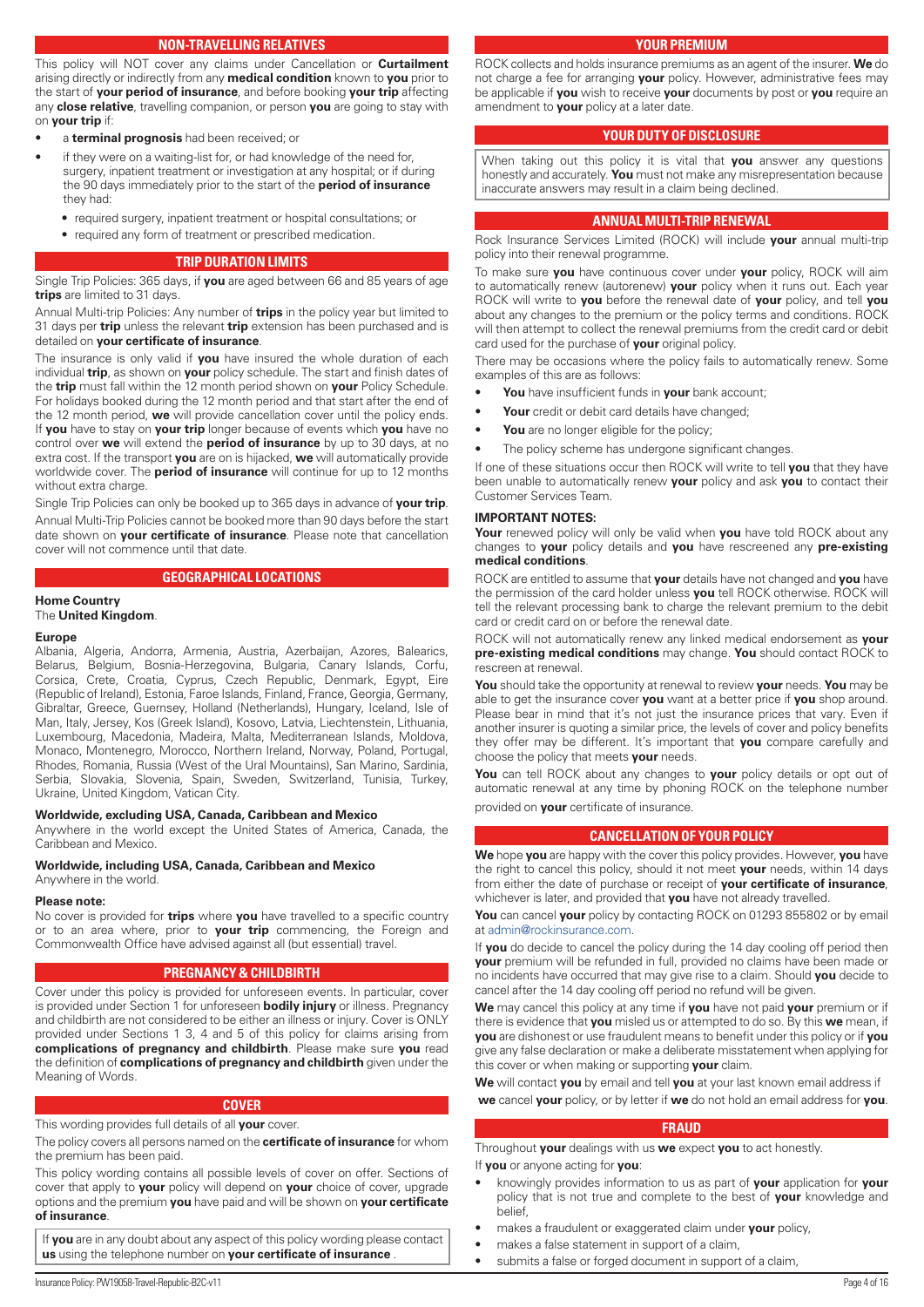## NON-TRAVELLING RELATIVES

This policy will NOT cover any claims under Cancellation or **Curtailment** arising directly or indirectly from any **medical condition** known to **you** prior to the start of **your period of insurance**, and before booking **your trip** affecting any **close relative**, travelling companion, or person **you** are going to stay with on **your trip** if:

- a **terminal prognosis** had been received; or
- if they were on a waiting-list for, or had knowledge of the need for, surgery, inpatient treatment or investigation at any hospital; or if during the 90 days immediately prior to the start of the **period of insurance** they had:
  - required surgery, inpatient treatment or hospital consultations; or
  - required any form of treatment or prescribed medication.

## TRIP DURATION LIMITS

Single Trip Policies: 365 days, if **you** are aged between 66 and 85 years of age **trips** are limited to 31 days.

Annual Multi-trip Policies: Any number of **trips** in the policy year but limited to 31 days per **trip** unless the relevant **trip** extension has been purchased and is detailed on **your certificate of insurance**.

The insurance is only valid if **you** have insured the whole duration of each individual **trip**, as shown on **your** policy schedule. The start and finish dates of the **trip** must fall within the 12 month period shown on **your** Policy Schedule. For holidays booked during the 12 month period and that start after the end of the 12 month period, **we** will provide cancellation cover until the policy ends. If **you** have to stay on **your trip** longer because of events which **you** have no control over **we** will extend the **period of insurance** by up to 30 days, at no extra cost. If the transport **you** are on is hijacked, **we** will automatically provide worldwide cover. The **period of insurance** will continue for up to 12 months without extra charge.

Single Trip Policies can only be booked up to 365 days in advance of **your trip**.

Annual Multi-Trip Policies cannot be booked more than 90 days before the start date shown on **your certificate of insurance**. Please note that cancellation cover will not commence until that date.

## GEOGRAPHICAL LOCATIONS

**Home Country**
The **United Kingdom**.

**Europe**
Albania, Algeria, Andorra, Armenia, Austria, Azerbaijan, Azores, Balearics, Belarus, Belgium, Bosnia-Herzegovina, Bulgaria, Canary Islands, Corfu, Corsica, Crete, Croatia, Cyprus, Czech Republic, Denmark, Egypt, Eire (Republic of Ireland), Estonia, Faroe Islands, Finland, France, Georgia, Germany, Gibraltar, Greece, Guernsey, Holland (Netherlands), Hungary, Iceland, Isle of Man, Italy, Jersey, Kos (Greek Island), Kosovo, Latvia, Liechtenstein, Lithuania, Luxembourg, Macedonia, Madeira, Malta, Mediterranean Islands, Moldova, Monaco, Montenegro, Morocco, Northern Ireland, Norway, Poland, Portugal, Rhodes, Romania, Russia (West of the Ural Mountains), San Marino, Sardinia, Serbia, Slovakia, Slovenia, Spain, Sweden, Switzerland, Tunisia, Turkey, Ukraine, United Kingdom, Vatican City.

**Worldwide, excluding USA, Canada, Caribbean and Mexico**
Anywhere in the world except the United States of America, Canada, the Caribbean and Mexico.

**Worldwide, including USA, Canada, Caribbean and Mexico**
Anywhere in the world.

**Please note:**
No cover is provided for **trips** where **you** have travelled to a specific country or to an area where, prior to **your trip** commencing, the Foreign and Commonwealth Office have advised against all (but essential) travel.

## PREGNANCY & CHILDBIRTH

Cover under this policy is provided for unforeseen events. In particular, cover is provided under Section 1 for unforeseen **bodily injury** or illness. Pregnancy and childbirth are not considered to be either an illness or injury. Cover is ONLY provided under Sections 1 3, 4 and 5 of this policy for claims arising from **complications of pregnancy and childbirth**. Please make sure **you** read the definition of **complications of pregnancy and childbirth** given under the Meaning of Words.

## COVER

This wording provides full details of all **your** cover.

The policy covers all persons named on the **certificate of insurance** for whom the premium has been paid.

This policy wording contains all possible levels of cover on offer. Sections of cover that apply to **your** policy will depend on **your** choice of cover, upgrade options and the premium **you** have paid and will be shown on **your certificate of insurance**.

If **you** are in any doubt about any aspect of this policy wording please contact **us** using the telephone number on **your certificate of insurance** .

## YOUR PREMIUM

ROCK collects and holds insurance premiums as an agent of the insurer. **We** do not charge a fee for arranging **your** policy. However, administrative fees may be applicable if **you** wish to receive **your** documents by post or **you** require an amendment to **your** policy at a later date.

## YOUR DUTY OF DISCLOSURE

When taking out this policy it is vital that **you** answer any questions honestly and accurately. **You** must not make any misrepresentation because inaccurate answers may result in a claim being declined.

## ANNUAL MULTI-TRIP RENEWAL

Rock Insurance Services Limited (ROCK) will include **your** annual multi-trip policy into their renewal programme.

To make sure **you** have continuous cover under **your** policy, ROCK will aim to automatically renew (autorenew) **your** policy when it runs out. Each year ROCK will write to **you** before the renewal date of **your** policy, and tell **you** about any changes to the premium or the policy terms and conditions. ROCK will then attempt to collect the renewal premiums from the credit card or debit card used for the purchase of **your** original policy.

There may be occasions where the policy fails to automatically renew. Some examples of this are as follows:

- **You** have insufficient funds in **your** bank account;
- **Your** credit or debit card details have changed;
- **You** are no longer eligible for the policy;
- The policy scheme has undergone significant changes.

If one of these situations occur then ROCK will write to tell **you** that they have been unable to automatically renew **your** policy and ask **you** to contact their Customer Services Team.

**IMPORTANT NOTES:**

**Your** renewed policy will only be valid when **you** have told ROCK about any changes to **your** policy details and **you** have rescreened any **pre-existing medical conditions**.

ROCK are entitled to assume that **your** details have not changed and **you** have the permission of the card holder unless **you** tell ROCK otherwise. ROCK will tell the relevant processing bank to charge the relevant premium to the debit card or credit card on or before the renewal date.

ROCK will not automatically renew any linked medical endorsement as **your pre-existing medical conditions** may change. **You** should contact ROCK to rescreen at renewal.

**You** should take the opportunity at renewal to review **your** needs. **You** may be able to get the insurance cover **you** want at a better price if **you** shop around. Please bear in mind that it's not just the insurance prices that vary. Even if another insurer is quoting a similar price, the levels of cover and policy benefits they offer may be different. It's important that **you** compare carefully and choose the policy that meets **your** needs.

**You** can tell ROCK about any changes to **your** policy details or opt out of automatic renewal at any time by phoning ROCK on the telephone number provided on **your** certificate of insurance.

## CANCELLATION OF YOUR POLICY

**We** hope **you** are happy with the cover this policy provides. However, **you** have the right to cancel this policy, should it not meet **your** needs, within 14 days from either the date of purchase or receipt of **your certificate of insurance**, whichever is later, and provided that **you** have not already travelled.

**You** can cancel **your** policy by contacting ROCK on 01293 855802 or by email at admin@rockinsurance.com.

If **you** do decide to cancel the policy during the 14 day cooling off period then **your** premium will be refunded in full, provided no claims have been made or no incidents have occurred that may give rise to a claim. Should **you** decide to cancel after the 14 day cooling off period no refund will be given.

**We** may cancel this policy at any time if **you** have not paid **your** premium or if there is evidence that **you** misled us or attempted to do so. By this **we** mean, if **you** are dishonest or use fraudulent means to benefit under this policy or if **you** give any false declaration or make a deliberate misstatement when applying for this cover or when making or supporting **your** claim.

**We** will contact **you** by email and tell **you** at your last known email address if **we** cancel **your** policy, or by letter if **we** do not hold an email address for **you**.

## FRAUD

Throughout **your** dealings with us **we** expect **you** to act honestly.

If **you** or anyone acting for **you**:

- knowingly provides information to us as part of **your** application for **your** policy that is not true and complete to the best of **your** knowledge and belief,
- makes a fraudulent or exaggerated claim under **your** policy,
- makes a false statement in support of a claim,
- submits a false or forged document in support of a claim,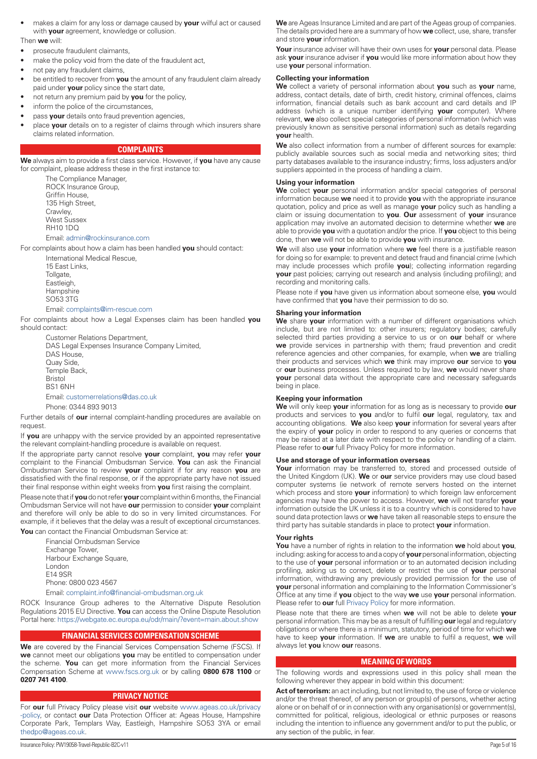- makes a claim for any loss or damage caused by **your** wilful act or caused with **your** agreement, knowledge or collusion.

Then **we** will:

- prosecute fraudulent claimants,
- make the policy void from the date of the fraudulent act,
- not pay any fraudulent claims,
- be entitled to recover from **you** the amount of any fraudulent claim already paid under **your** policy since the start date,
- not return any premium paid by **you** for the policy,
- inform the police of the circumstances,
- pass **your** details onto fraud prevention agencies,
- place **your** details on to a register of claims through which insurers share claims related information.

## COMPLAINTS

**We** always aim to provide a first class service. However, if **you** have any cause for complaint, please address these in the first instance to:

The Compliance Manager,
ROCK Insurance Group,
Griffin House,
135 High Street,
Crawley,
West Sussex
RH10 1DQ

Email: admin@rockinsurance.com

For complaints about how a claim has been handled **you** should contact:

International Medical Rescue,
15 East Links,
Tollgate,
Eastleigh,
Hampshire
SO53 3TG

Email: complaints@im-rescue.com

For complaints about how a Legal Expenses claim has been handled **you** should contact:

Customer Relations Department,
DAS Legal Expenses Insurance Company Limited,
DAS House,
Quay Side,
Temple Back,
Bristol
BS1 6NH

Email: customerrelations@das.co.uk

Phone: 0344 893 9013

Further details of **our** internal complaint-handling procedures are available on request.

If **you** are unhappy with the service provided by an appointed representative the relevant complaint-handling procedure is available on request.

If the appropriate party cannot resolve **your** complaint, **you** may refer **your** complaint to the Financial Ombudsman Service. **You** can ask the Financial Ombudsman Service to review **your** complaint if for any reason **you** are dissatisfied with the final response, or if the appropriate party have not issued their final response within eight weeks from **you** first raising the complaint.

Please note that if **you** do not refer **your** complaint within 6 months, the Financial Ombudsman Service will not have **our** permission to consider **your** complaint and therefore will only be able to do so in very limited circumstances. For example, if it believes that the delay was a result of exceptional circumstances.

**You** can contact the Financial Ombudsman Service at:

Financial Ombudsman Service
Exchange Tower,
Harbour Exchange Square,
London
E14 9SR
Phone: 0800 023 4567

Email: complaint.info@financial-ombudsman.org.uk

ROCK Insurance Group adheres to the Alternative Dispute Resolution Regulations 2015 EU Directive. **You** can access the Online Dispute Resolution Portal here: https://webgate.ec.europa.eu/odr/main/?event=main.about.show

## FINANCIAL SERVICES COMPENSATION SCHEME

**We** are covered by the Financial Services Compensation Scheme (FSCS). If **we** cannot meet our obligations **you** may be entitled to compensation under the scheme. **You** can get more information from the Financial Services Compensation Scheme at www.fscs.org.uk or by calling **0800 678 1100** or **0207 741 4100**.

## PRIVACY NOTICE

For **our** full Privacy Policy please visit **our** website www.ageas.co.uk/privacy-policy, or contact **our** Data Protection Officer at: Ageas House, Hampshire Corporate Park, Templars Way, Eastleigh, Hampshire SO53 3YA or email thedpo@ageas.co.uk.

**We** are Ageas Insurance Limited and are part of the Ageas group of companies. The details provided here are a summary of how **we** collect, use, share, transfer and store **your** information.

**Your** insurance adviser will have their own uses for **your** personal data. Please ask **your** insurance adviser if **you** would like more information about how they use **your** personal information.

### Collecting your information

**We** collect a variety of personal information about **you** such as **your** name, address, contact details, date of birth, credit history, criminal offences, claims information, financial details such as bank account and card details and IP address (which is a unique number identifying **your** computer). Where relevant, **we** also collect special categories of personal information (which was previously known as sensitive personal information) such as details regarding **your** health.

**We** also collect information from a number of different sources for example: publicly available sources such as social media and networking sites; third party databases available to the insurance industry; firms, loss adjusters and/or suppliers appointed in the process of handling a claim.

### Using your information

**We** collect **your** personal information and/or special categories of personal information because **we** need it to provide **you** with the appropriate insurance quotation, policy and price as well as manage **your** policy such as handling a claim or issuing documentation to **you**. **Our** assessment of **your** insurance application may involve an automated decision to determine whether **we** are able to provide **you** with a quotation and/or the price. If **you** object to this being done, then **we** will not be able to provide **you** with insurance.

**We** will also use **your** information where **we** feel there is a justifiable reason for doing so for example: to prevent and detect fraud and financial crime (which may include processes which profile **you**); collecting information regarding **your** past policies; carrying out research and analysis (including profiling); and recording and monitoring calls.

Please note if **you** have given us information about someone else, **you** would have confirmed that **you** have their permission to do so.

### Sharing your information

**We** share **your** information with a number of different organisations which include, but are not limited to: other insurers; regulatory bodies; carefully selected third parties providing a service to us or on **our** behalf or where **we** provide services in partnership with them; fraud prevention and credit reference agencies and other companies, for example, when **we** are trialling their products and services which **we** think may improve **our** service to **you** or **our** business processes. Unless required to by law, **we** would never share **your** personal data without the appropriate care and necessary safeguards being in place.

### Keeping your information

**We** will only keep **your** information for as long as is necessary to provide **our** products and services to **you** and/or to fulfil **our** legal, regulatory, tax and accounting obligations. **We** also keep **your** information for several years after the expiry of **your** policy in order to respond to any queries or concerns that may be raised at a later date with respect to the policy or handling of a claim. Please refer to **our** full Privacy Policy for more information.

### Use and storage of your information overseas

**Your** information may be transferred to, stored and processed outside of the United Kingdom (UK). **We** or **our** service providers may use cloud based computer systems (ie network of remote servers hosted on the internet which process and store **your** information) to which foreign law enforcement agencies may have the power to access. However, **we** will not transfer **your** information outside the UK unless it is to a country which is considered to have sound data protection laws or **we** have taken all reasonable steps to ensure the third party has suitable standards in place to protect **your** information.

### Your rights

**You** have a number of rights in relation to the information **we** hold about **you**, including: asking for access to and a copy of **your** personal information, objecting to the use of **your** personal information or to an automated decision including profiling, asking us to correct, delete or restrict the use of **your** personal information, withdrawing any previously provided permission for the use of **your** personal information and complaining to the Information Commissioner's Office at any time if **you** object to the way **we** use **your** personal information. Please refer to **our** full Privacy Policy for more information.

Please note that there are times when **we** will not be able to delete **your** personal information. This may be as a result of fulfilling **our** legal and regulatory obligations or where there is a minimum, statutory, period of time for which **we** have to keep **your** information. If **we** are unable to fulfil a request, **we** will always let **you** know **our** reasons.

## MEANING OF WORDS

The following words and expressions used in this policy shall mean the following wherever they appear in bold within this document:

**Act of terrorism:** an act including, but not limited to, the use of force or violence and/or the threat thereof, of any person or group(s) of persons, whether acting alone or on behalf of or in connection with any organisation(s) or government(s), committed for political, religious, ideological or ethnic purposes or reasons including the intention to influence any government and/or to put the public, or any section of the public, in fear.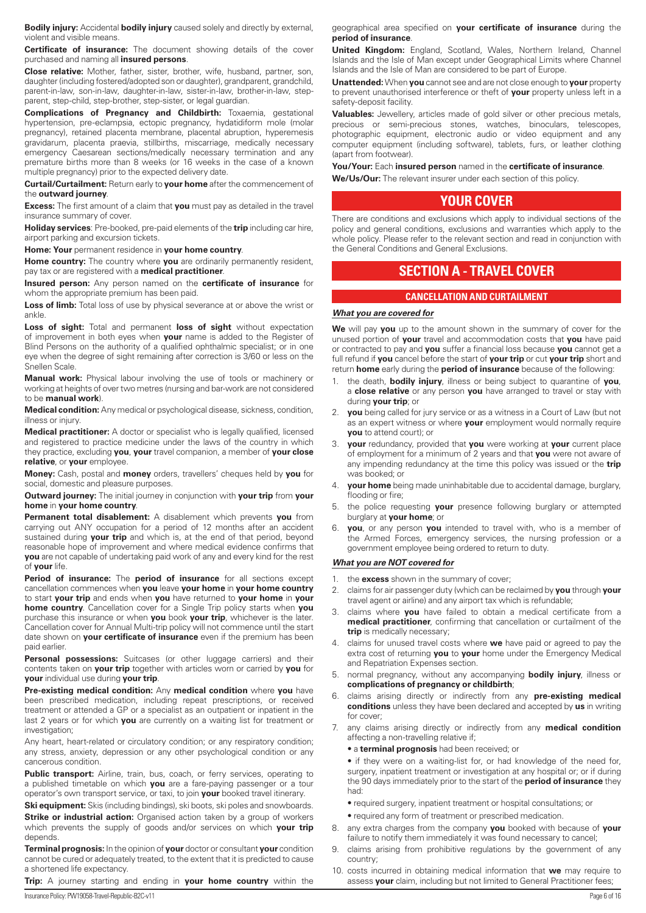**Bodily injury:** Accidental **bodily injury** caused solely and directly by external, violent and visible means.

**Certificate of insurance:** The document showing details of the cover purchased and naming all **insured persons**.

**Close relative:** Mother, father, sister, brother, wife, husband, partner, son, daughter (including fostered/adopted son or daughter), grandparent, grandchild, parent-in-law, son-in-law, daughter-in-law, sister-in-law, brother-in-law, step-parent, step-child, step-brother, step-sister, or legal guardian.

**Complications of Pregnancy and Childbirth:** Toxaemia, gestational hypertension, pre-eclampsia, ectopic pregnancy, hydatidiform mole (molar pregnancy), retained placenta membrane, placental abruption, hyperemesis gravidarum, placenta praevia, stillbirths, miscarriage, medically necessary emergency Caesarean sections/medically necessary termination and any premature births more than 8 weeks (or 16 weeks in the case of a known multiple pregnancy) prior to the expected delivery date.

**Curtail/Curtailment:** Return early to **your home** after the commencement of the **outward journey**.

**Excess:** The first amount of a claim that **you** must pay as detailed in the travel insurance summary of cover.

**Holiday services**: Pre-booked, pre-paid elements of the **trip** including car hire, airport parking and excursion tickets.

**Home: Your** permanent residence in **your home country**.

**Home country:** The country where **you** are ordinarily permanently resident, pay tax or are registered with a **medical practitioner**.

**Insured person:** Any person named on the **certificate of insurance** for whom the appropriate premium has been paid.

**Loss of limb:** Total loss of use by physical severance at or above the wrist or ankle.

**Loss of sight:** Total and permanent **loss of sight** without expectation of improvement in both eyes when **your** name is added to the Register of Blind Persons on the authority of a qualified ophthalmic specialist; or in one eye when the degree of sight remaining after correction is 3/60 or less on the Snellen Scale.

**Manual work:** Physical labour involving the use of tools or machinery or working at heights of over two metres (nursing and bar-work are not considered to be **manual work**).

**Medical condition:** Any medical or psychological disease, sickness, condition, illness or injury.

**Medical practitioner:** A doctor or specialist who is legally qualified, licensed and registered to practice medicine under the laws of the country in which they practice, excluding **you**, **your** travel companion, a member of **your close relative**, or **your** employee.

**Money:** Cash, postal and **money** orders, travellers' cheques held by **you** for social, domestic and pleasure purposes.

**Outward journey:** The initial journey in conjunction with **your trip** from **your home** in **your home country**.

**Permanent total disablement:** A disablement which prevents **you** from carrying out ANY occupation for a period of 12 months after an accident sustained during **your trip** and which is, at the end of that period, beyond reasonable hope of improvement and where medical evidence confirms that **you** are not capable of undertaking paid work of any and every kind for the rest of **your** life.

**Period of insurance:** The **period of insurance** for all sections except cancellation commences when **you** leave **your home** in **your home country** to start **your trip** and ends when **you** have returned to **your home** in **your home country**. Cancellation cover for a Single Trip policy starts when **you** purchase this insurance or when **you** book **your trip**, whichever is the later. Cancellation cover for Annual Multi-trip policy will not commence until the start date shown on **your certificate of insurance** even if the premium has been paid earlier.

**Personal possessions:** Suitcases (or other luggage carriers) and their contents taken on **your trip** together with articles worn or carried by **you** for **your** individual use during **your trip**.

**Pre-existing medical condition:** Any **medical condition** where **you** have been prescribed medication, including repeat prescriptions, or received treatment or attended a GP or a specialist as an outpatient or inpatient in the last 2 years or for which **you** are currently on a waiting list for treatment or investigation;

Any heart, heart-related or circulatory condition; or any respiratory condition; any stress, anxiety, depression or any other psychological condition or any cancerous condition.

**Public transport:** Airline, train, bus, coach, or ferry services, operating to a published timetable on which **you** are a fare-paying passenger or a tour operator's own transport service, or taxi, to join **your** booked travel itinerary.

**Ski equipment:** Skis (including bindings), ski boots, ski poles and snowboards.

**Strike or industrial action:** Organised action taken by a group of workers which prevents the supply of goods and/or services on which **your trip** depends.

**Terminal prognosis:** In the opinion of **your** doctor or consultant **your** condition cannot be cured or adequately treated, to the extent that it is predicted to cause a shortened life expectancy.

**Trip:** A journey starting and ending in **your home country** within the geographical area specified on **your certificate of insurance** during the **period of insurance**.

**United Kingdom:** England, Scotland, Wales, Northern Ireland, Channel Islands and the Isle of Man except under Geographical Limits where Channel Islands and the Isle of Man are considered to be part of Europe.

**Unattended:** When **you** cannot see and are not close enough to **your** property to prevent unauthorised interference or theft of **your** property unless left in a safety-deposit facility.

**Valuables:** Jewellery, articles made of gold silver or other precious metals, precious or semi-precious stones, watches, binoculars, telescopes, photographic equipment, electronic audio or video equipment and any computer equipment (including software), tablets, furs, or leather clothing (apart from footwear).

**You/Your:** Each **insured person** named in the **certificate of insurance**.

**We/Us/Our:** The relevant insurer under each section of this policy.

# YOUR COVER

There are conditions and exclusions which apply to individual sections of the policy and general conditions, exclusions and warranties which apply to the whole policy. Please refer to the relevant section and read in conjunction with the General Conditions and General Exclusions.

# SECTION A - TRAVEL COVER

## CANCELLATION AND CURTAILMENT

***What you are covered for***

**We** will pay **you** up to the amount shown in the summary of cover for the unused portion of **your** travel and accommodation costs that **you** have paid or contracted to pay and **you** suffer a financial loss because **you** cannot get a full refund if **you** cancel before the start of **your trip** or cut **your trip** short and return **home** early during the **period of insurance** because of the following:

1. the death, **bodily injury**, illness or being subject to quarantine of **you**, a **close relative** or any person **you** have arranged to travel or stay with during **your trip**; or
2. **you** being called for jury service or as a witness in a Court of Law (but not as an expert witness or where **your** employment would normally require **you** to attend court); or
3. **your** redundancy, provided that **you** were working at **your** current place of employment for a minimum of 2 years and that **you** were not aware of any impending redundancy at the time this policy was issued or the **trip** was booked; or
4. **your home** being made uninhabitable due to accidental damage, burglary, flooding or fire;
5. the police requesting **your** presence following burglary or attempted burglary at **your home**; or
6. **you**, or any person **you** intended to travel with, who is a member of the Armed Forces, emergency services, the nursing profession or a government employee being ordered to return to duty.

***What you are NOT covered for***

1. the **excess** shown in the summary of cover;
2. claims for air passenger duty (which can be reclaimed by **you** through **your** travel agent or airline) and any airport tax which is refundable;
3. claims where **you** have failed to obtain a medical certificate from a **medical practitioner**, confirming that cancellation or curtailment of the **trip** is medically necessary;
4. claims for unused travel costs where **we** have paid or agreed to pay the extra cost of returning **you** to **your** home under the Emergency Medical and Repatriation Expenses section.
5. normal pregnancy, without any accompanying **bodily injury**, illness or **complications of pregnancy or childbirth**;
6. claims arising directly or indirectly from any **pre-existing medical conditions** unless they have been declared and accepted by **us** in writing for cover;
7. any claims arising directly or indirectly from any **medical condition** affecting a non-travelling relative if;
   - a **terminal prognosis** had been received; or
   - if they were on a waiting-list for, or had knowledge of the need for, surgery, inpatient treatment or investigation at any hospital or; or if during the 90 days immediately prior to the start of the **period of insurance** they had:
     - required surgery, inpatient treatment or hospital consultations; or
     - required any form of treatment or prescribed medication.
8. any extra charges from the company **you** booked with because of **your** failure to notify them immediately it was found necessary to cancel;
9. claims arising from prohibitive regulations by the government of any country;
10. costs incurred in obtaining medical information that **we** may require to assess **your** claim, including but not limited to General Practitioner fees;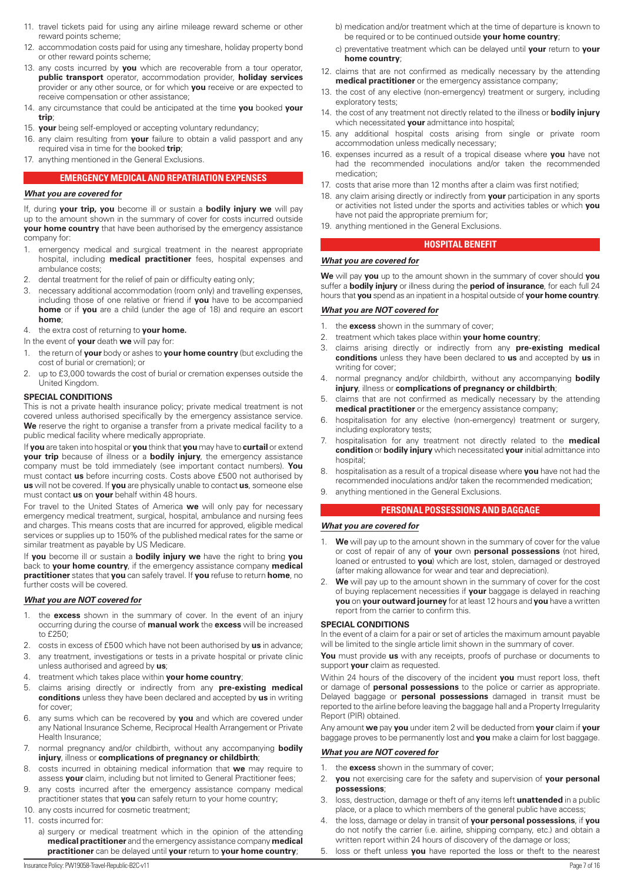11. travel tickets paid for using any airline mileage reward scheme or other reward points scheme;
12. accommodation costs paid for using any timeshare, holiday property bond or other reward points scheme;
13. any costs incurred by **you** which are recoverable from a tour operator, **public transport** operator, accommodation provider, **holiday services** provider or any other source, or for which **you** receive or are expected to receive compensation or other assistance;
14. any circumstance that could be anticipated at the time **you** booked **your trip**;
15. **your** being self-employed or accepting voluntary redundancy;
16. any claim resulting from **your** failure to obtain a valid passport and any required visa in time for the booked **trip**;
17. anything mentioned in the General Exclusions.

## EMERGENCY MEDICAL AND REPATRIATION EXPENSES

***What you are covered for***

If, during **your trip, you** become ill or sustain a **bodily injury we** will pay up to the amount shown in the summary of cover for costs incurred outside **your home country** that have been authorised by the emergency assistance company for:

1. emergency medical and surgical treatment in the nearest appropriate hospital, including **medical practitioner** fees, hospital expenses and ambulance costs;
2. dental treatment for the relief of pain or difficulty eating only;
3. necessary additional accommodation (room only) and travelling expenses, including those of one relative or friend if **you** have to be accompanied **home** or if **you** are a child (under the age of 18) and require an escort **home**;
4. the extra cost of returning to **your home.**

In the event of **your** death **we** will pay for:

1. the return of **your** body or ashes to **your home country** (but excluding the cost of burial or cremation); or
2. up to £3,000 towards the cost of burial or cremation expenses outside the United Kingdom.

**SPECIAL CONDITIONS**

This is not a private health insurance policy; private medical treatment is not covered unless authorised specifically by the emergency assistance service. **We** reserve the right to organise a transfer from a private medical facility to a public medical facility where medically appropriate.

If **you** are taken into hospital or **you** think that **you** may have to **curtail** or extend **your trip** because of illness or a **bodily injury**, the emergency assistance company must be told immediately (see important contact numbers). **You** must contact **us** before incurring costs. Costs above £500 not authorised by **us** will not be covered. If **you** are physically unable to contact **us**, someone else must contact **us** on **your** behalf within 48 hours.

For travel to the United States of America **we** will only pay for necessary emergency medical treatment, surgical, hospital, ambulance and nursing fees and charges. This means costs that are incurred for approved, eligible medical services or supplies up to 150% of the published medical rates for the same or similar treatment as payable by US Medicare.

If **you** become ill or sustain a **bodily injury we** have the right to bring **you** back to **your home country**, if the emergency assistance company **medical practitioner** states that **you** can safely travel. If **you** refuse to return **home**, no further costs will be covered.

***What you are NOT covered for***

1. the **excess** shown in the summary of cover. In the event of an injury occurring during the course of **manual work** the **excess** will be increased to £250;
2. costs in excess of £500 which have not been authorised by **us** in advance;
3. any treatment, investigations or tests in a private hospital or private clinic unless authorised and agreed by **us**;
4. treatment which takes place within **your home country**;
5. claims arising directly or indirectly from any **pre-existing medical conditions** unless they have been declared and accepted by **us** in writing for cover;
6. any sums which can be recovered by **you** and which are covered under any National Insurance Scheme, Reciprocal Health Arrangement or Private Health Insurance;
7. normal pregnancy and/or childbirth, without any accompanying **bodily injury**, illness or **complications of pregnancy or childbirth**;
8. costs incurred in obtaining medical information that **we** may require to assess **your** claim, including but not limited to General Practitioner fees;
9. any costs incurred after the emergency assistance company medical practitioner states that **you** can safely return to your home country;
10. any costs incurred for cosmetic treatment;
11. costs incurred for:
    a) surgery or medical treatment which in the opinion of the attending **medical practitioner** and the emergency assistance company **medical practitioner** can be delayed until **your** return to **your home country**;
    b) medication and/or treatment which at the time of departure is known to be required or to be continued outside **your home country**;
    c) preventative treatment which can be delayed until **your** return to **your home country**;
12. claims that are not confirmed as medically necessary by the attending **medical practitioner** or the emergency assistance company;
13. the cost of any elective (non-emergency) treatment or surgery, including exploratory tests;
14. the cost of any treatment not directly related to the illness or **bodily injury** which necessitated **your** admittance into hospital;
15. any additional hospital costs arising from single or private room accommodation unless medically necessary;
16. expenses incurred as a result of a tropical disease where **you** have not had the recommended inoculations and/or taken the recommended medication;
17. costs that arise more than 12 months after a claim was first notified;
18. any claim arising directly or indirectly from **your** participation in any sports or activities not listed under the sports and activities tables or which **you** have not paid the appropriate premium for;
19. anything mentioned in the General Exclusions.

## HOSPITAL BENEFIT

***What you are covered for***

**We** will pay **you** up to the amount shown in the summary of cover should **you** suffer a **bodily injury** or illness during the **period of insurance**, for each full 24 hours that **you** spend as an inpatient in a hospital outside of **your home country**.

***What you are NOT covered for***

1. the **excess** shown in the summary of cover;
2. treatment which takes place within **your home country**;
3. claims arising directly or indirectly from any **pre-existing medical conditions** unless they have been declared to **us** and accepted by **us** in writing for cover;
4. normal pregnancy and/or childbirth, without any accompanying **bodily injury**, illness or **complications of pregnancy or childbirth**;
5. claims that are not confirmed as medically necessary by the attending **medical practitioner** or the emergency assistance company;
6. hospitalisation for any elective (non-emergency) treatment or surgery, including exploratory tests;
7. hospitalisation for any treatment not directly related to the **medical condition** or **bodily injury** which necessitated **your** initial admittance into hospital;
8. hospitalisation as a result of a tropical disease where **you** have not had the recommended inoculations and/or taken the recommended medication;
9. anything mentioned in the General Exclusions.

## PERSONAL POSSESSIONS AND BAGGAGE

***What you are covered for***

1. **We** will pay up to the amount shown in the summary of cover for the value or cost of repair of any of **your** own **personal possessions** (not hired, loaned or entrusted to **you**) which are lost, stolen, damaged or destroyed (after making allowance for wear and tear and depreciation).
2. **We** will pay up to the amount shown in the summary of cover for the cost of buying replacement necessities if **your** baggage is delayed in reaching **you** on **your outward journey** for at least 12 hours and **you** have a written report from the carrier to confirm this.

**SPECIAL CONDITIONS**

In the event of a claim for a pair or set of articles the maximum amount payable will be limited to the single article limit shown in the summary of cover.

**You** must provide **us** with any receipts, proofs of purchase or documents to support **your** claim as requested.

Within 24 hours of the discovery of the incident **you** must report loss, theft or damage of **personal possessions** to the police or carrier as appropriate. Delayed baggage or **personal possessions** damaged in transit must be reported to the airline before leaving the baggage hall and a Property Irregularity Report (PIR) obtained.

Any amount **we** pay **you** under item 2 will be deducted from **your** claim if **your** baggage proves to be permanently lost and **you** make a claim for lost baggage.

***What you are NOT covered for***

1. the **excess** shown in the summary of cover;
2. **you** not exercising care for the safety and supervision of **your personal possessions**;
3. loss, destruction, damage or theft of any items left **unattended** in a public place, or a place to which members of the general public have access;
4. the loss, damage or delay in transit of **your personal possessions**, if **you** do not notify the carrier (i.e. airline, shipping company, etc.) and obtain a written report within 24 hours of discovery of the damage or loss;
5. loss or theft unless **you** have reported the loss or theft to the nearest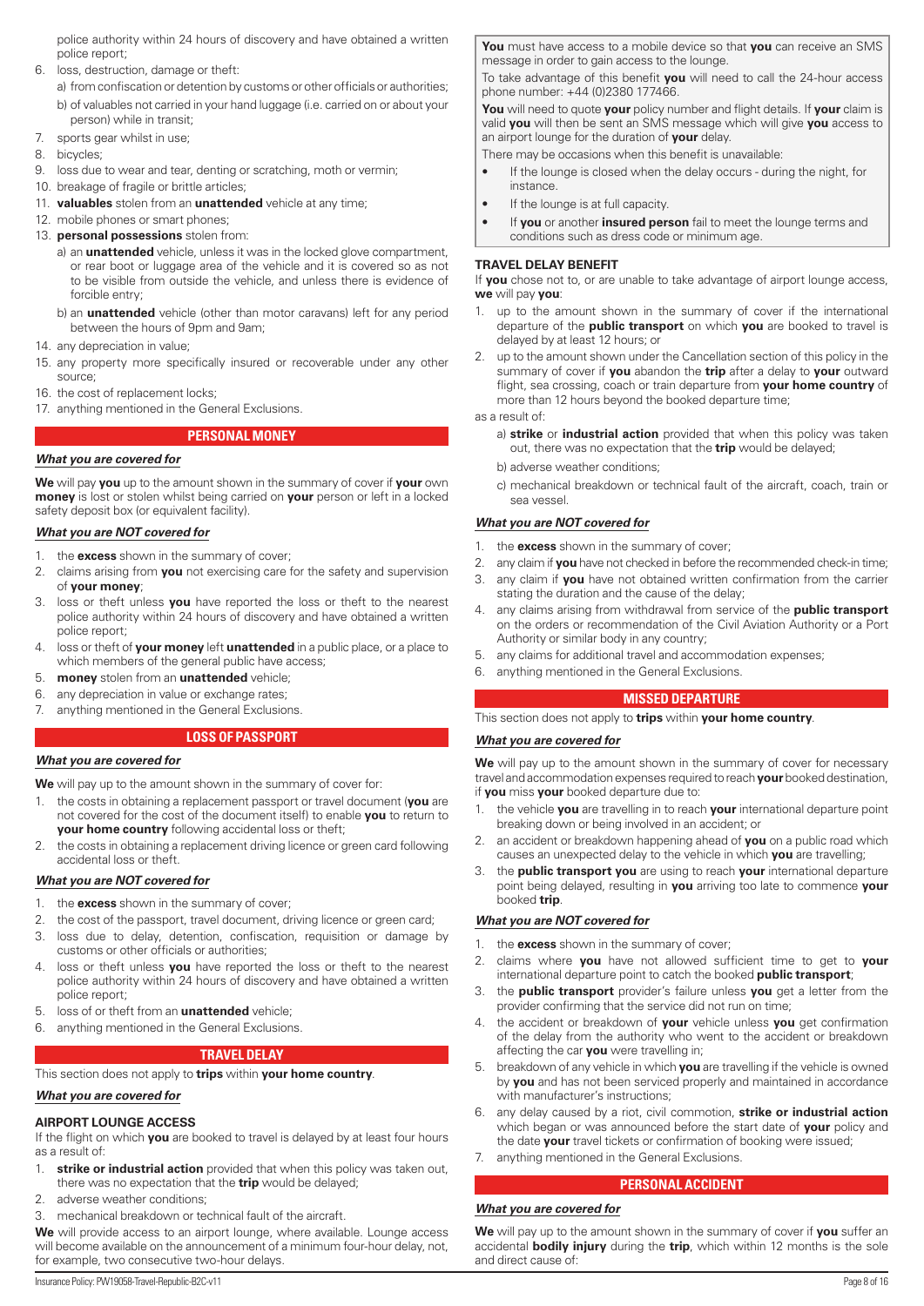police authority within 24 hours of discovery and have obtained a written police report;

6. loss, destruction, damage or theft:
   a) from confiscation or detention by customs or other officials or authorities;
   b) of valuables not carried in your hand luggage (i.e. carried on or about your person) while in transit;
7. sports gear whilst in use;
8. bicycles;
9. loss due to wear and tear, denting or scratching, moth or vermin;
10. breakage of fragile or brittle articles;
11. **valuables** stolen from an **unattended** vehicle at any time;
12. mobile phones or smart phones;
13. **personal possessions** stolen from:
    a) an **unattended** vehicle, unless it was in the locked glove compartment, or rear boot or luggage area of the vehicle and it is covered so as not to be visible from outside the vehicle, and unless there is evidence of forcible entry;
    b) an **unattended** vehicle (other than motor caravans) left for any period between the hours of 9pm and 9am;
14. any depreciation in value;
15. any property more specifically insured or recoverable under any other source;
16. the cost of replacement locks;
17. anything mentioned in the General Exclusions.

## PERSONAL MONEY

### *What you are covered for*

**We** will pay **you** up to the amount shown in the summary of cover if **your** own **money** is lost or stolen whilst being carried on **your** person or left in a locked safety deposit box (or equivalent facility).

### *What you are NOT covered for*

1. the **excess** shown in the summary of cover;
2. claims arising from **you** not exercising care for the safety and supervision of **your money**;
3. loss or theft unless **you** have reported the loss or theft to the nearest police authority within 24 hours of discovery and have obtained a written police report;
4. loss or theft of **your money** left **unattended** in a public place, or a place to which members of the general public have access;
5. **money** stolen from an **unattended** vehicle;
6. any depreciation in value or exchange rates;
7. anything mentioned in the General Exclusions.

## LOSS OF PASSPORT

### *What you are covered for*

**We** will pay up to the amount shown in the summary of cover for:

1. the costs in obtaining a replacement passport or travel document (**you** are not covered for the cost of the document itself) to enable **you** to return to **your home country** following accidental loss or theft;
2. the costs in obtaining a replacement driving licence or green card following accidental loss or theft.

### *What you are NOT covered for*

1. the **excess** shown in the summary of cover;
2. the cost of the passport, travel document, driving licence or green card;
3. loss due to delay, detention, confiscation, requisition or damage by customs or other officials or authorities;
4. loss or theft unless **you** have reported the loss or theft to the nearest police authority within 24 hours of discovery and have obtained a written police report;
5. loss of or theft from an **unattended** vehicle;
6. anything mentioned in the General Exclusions.

## TRAVEL DELAY

This section does not apply to **trips** within **your home country**.

### *What you are covered for*

**AIRPORT LOUNGE ACCESS**

If the flight on which **you** are booked to travel is delayed by at least four hours as a result of:

1. **strike or industrial action** provided that when this policy was taken out, there was no expectation that the **trip** would be delayed;
2. adverse weather conditions;
3. mechanical breakdown or technical fault of the aircraft.

**We** will provide access to an airport lounge, where available. Lounge access will become available on the announcement of a minimum four-hour delay, not, for example, two consecutive two-hour delays.

**You** must have access to a mobile device so that **you** can receive an SMS message in order to gain access to the lounge.

To take advantage of this benefit **you** will need to call the 24-hour access phone number: +44 (0)2380 177466.

**You** will need to quote **your** policy number and flight details. If **your** claim is valid **you** will then be sent an SMS message which will give **you** access to an airport lounge for the duration of **your** delay.

There may be occasions when this benefit is unavailable:

- If the lounge is closed when the delay occurs - during the night, for instance.
- If the lounge is at full capacity.
- If **you** or another **insured person** fail to meet the lounge terms and conditions such as dress code or minimum age.

**TRAVEL DELAY BENEFIT**

If **you** chose not to, or are unable to take advantage of airport lounge access, **we** will pay **you**:

1. up to the amount shown in the summary of cover if the international departure of the **public transport** on which **you** are booked to travel is delayed by at least 12 hours; or
2. up to the amount shown under the Cancellation section of this policy in the summary of cover if **you** abandon the **trip** after a delay to **your** outward flight, sea crossing, coach or train departure from **your home country** of more than 12 hours beyond the booked departure time;

as a result of:

a) **strike** or **industrial action** provided that when this policy was taken out, there was no expectation that the **trip** would be delayed;
b) adverse weather conditions;
c) mechanical breakdown or technical fault of the aircraft, coach, train or sea vessel.

### *What you are NOT covered for*

1. the **excess** shown in the summary of cover;
2. any claim if **you** have not checked in before the recommended check-in time;
3. any claim if **you** have not obtained written confirmation from the carrier stating the duration and the cause of the delay;
4. any claims arising from withdrawal from service of the **public transport** on the orders or recommendation of the Civil Aviation Authority or a Port Authority or similar body in any country;
5. any claims for additional travel and accommodation expenses;
6. anything mentioned in the General Exclusions.

## MISSED DEPARTURE

This section does not apply to **trips** within **your home country**.

### *What you are covered for*

**We** will pay up to the amount shown in the summary of cover for necessary travel and accommodation expenses required to reach **your** booked destination, if **you** miss **your** booked departure due to:

1. the vehicle **you** are travelling in to reach **your** international departure point breaking down or being involved in an accident; or
2. an accident or breakdown happening ahead of **you** on a public road which causes an unexpected delay to the vehicle in which **you** are travelling;
3. the **public transport you** are using to reach **your** international departure point being delayed, resulting in **you** arriving too late to commence **your** booked **trip**.

### *What you are NOT covered for*

1. the **excess** shown in the summary of cover;
2. claims where **you** have not allowed sufficient time to get to **your** international departure point to catch the booked **public transport**;
3. the **public transport** provider's failure unless **you** get a letter from the provider confirming that the service did not run on time;
4. the accident or breakdown of **your** vehicle unless **you** get confirmation of the delay from the authority who went to the accident or breakdown affecting the car **you** were travelling in;
5. breakdown of any vehicle in which **you** are travelling if the vehicle is owned by **you** and has not been serviced properly and maintained in accordance with manufacturer's instructions;
6. any delay caused by a riot, civil commotion, **strike or industrial action** which began or was announced before the start date of **your** policy and the date **your** travel tickets or confirmation of booking were issued;
7. anything mentioned in the General Exclusions.

## PERSONAL ACCIDENT

### *What you are covered for*

**We** will pay up to the amount shown in the summary of cover if **you** suffer an accidental **bodily injury** during the **trip**, which within 12 months is the sole and direct cause of: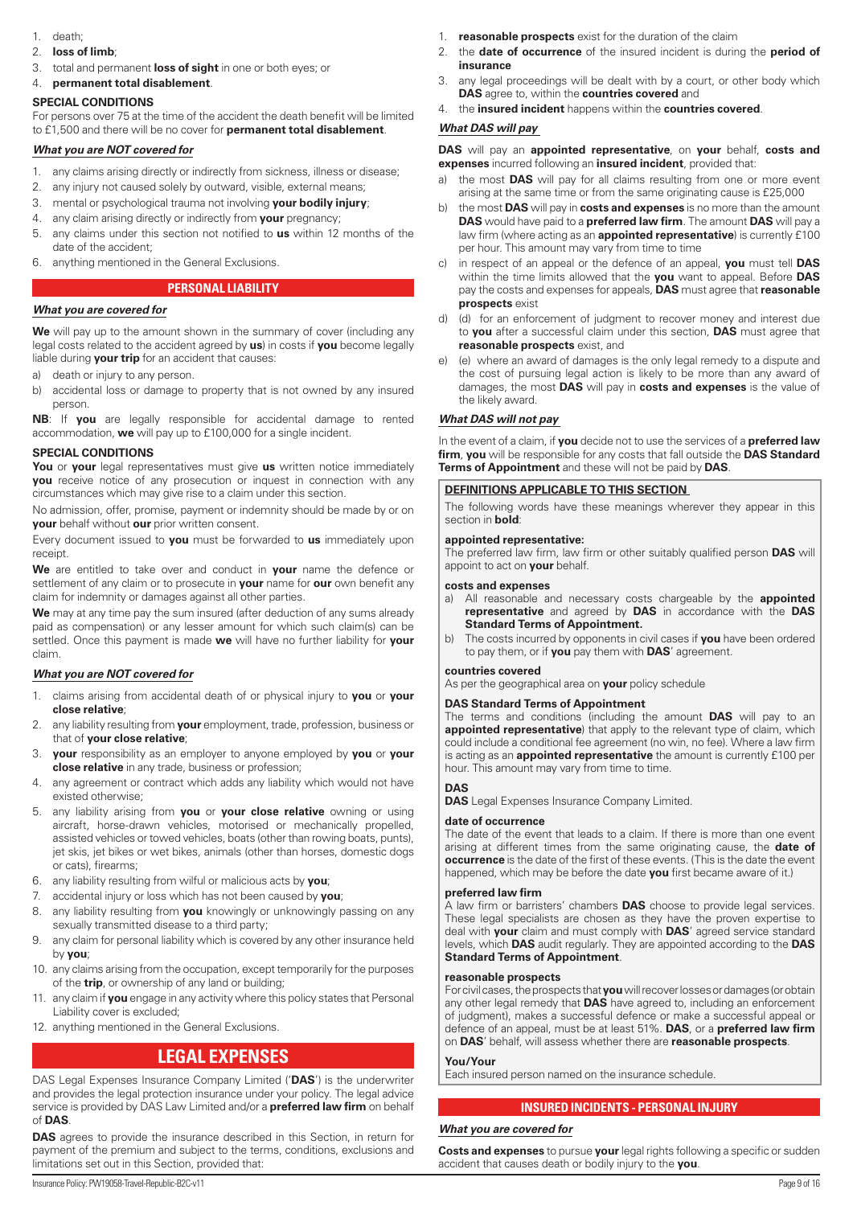1. death;
2. **loss of limb**;
3. total and permanent **loss of sight** in one or both eyes; or
4. **permanent total disablement**.

**SPECIAL CONDITIONS**

For persons over 75 at the time of the accident the death benefit will be limited to £1,500 and there will be no cover for **permanent total disablement**.

***What you are NOT covered for***

1. any claims arising directly or indirectly from sickness, illness or disease;
2. any injury not caused solely by outward, visible, external means;
3. mental or psychological trauma not involving **your bodily injury**;
4. any claim arising directly or indirectly from **your** pregnancy;
5. any claims under this section not notified to **us** within 12 months of the date of the accident;
6. anything mentioned in the General Exclusions.

## PERSONAL LIABILITY

***What you are covered for***

**We** will pay up to the amount shown in the summary of cover (including any legal costs related to the accident agreed by **us**) in costs if **you** become legally liable during **your trip** for an accident that causes:

a) death or injury to any person.
b) accidental loss or damage to property that is not owned by any insured person.

**NB**: If **you** are legally responsible for accidental damage to rented accommodation, **we** will pay up to £100,000 for a single incident.

**SPECIAL CONDITIONS**

**You** or **your** legal representatives must give **us** written notice immediately **you** receive notice of any prosecution or inquest in connection with any circumstances which may give rise to a claim under this section.

No admission, offer, promise, payment or indemnity should be made by or on **your** behalf without **our** prior written consent.

Every document issued to **you** must be forwarded to **us** immediately upon receipt.

**We** are entitled to take over and conduct in **your** name the defence or settlement of any claim or to prosecute in **your** name for **our** own benefit any claim for indemnity or damages against all other parties.

**We** may at any time pay the sum insured (after deduction of any sums already paid as compensation) or any lesser amount for which such claim(s) can be settled. Once this payment is made **we** will have no further liability for **your** claim.

***What you are NOT covered for***

1. claims arising from accidental death of or physical injury to **you** or **your close relative**;
2. any liability resulting from **your** employment, trade, profession, business or that of **your close relative**;
3. **your** responsibility as an employer to anyone employed by **you** or **your close relative** in any trade, business or profession;
4. any agreement or contract which adds any liability which would not have existed otherwise;
5. any liability arising from **you** or **your close relative** owning or using aircraft, horse-drawn vehicles, motorised or mechanically propelled, assisted vehicles or towed vehicles, boats (other than rowing boats, punts), jet skis, jet bikes or wet bikes, animals (other than horses, domestic dogs or cats), firearms;
6. any liability resulting from wilful or malicious acts by **you**;
7. accidental injury or loss which has not been caused by **you**;
8. any liability resulting from **you** knowingly or unknowingly passing on any sexually transmitted disease to a third party;
9. any claim for personal liability which is covered by any other insurance held by **you**;
10. any claims arising from the occupation, except temporarily for the purposes of the **trip**, or ownership of any land or building;
11. any claim if **you** engage in any activity where this policy states that Personal Liability cover is excluded;
12. anything mentioned in the General Exclusions.

# LEGAL EXPENSES

DAS Legal Expenses Insurance Company Limited ('**DAS**') is the underwriter and provides the legal protection insurance under your policy. The legal advice service is provided by DAS Law Limited and/or a **preferred law firm** on behalf of **DAS**.

**DAS** agrees to provide the insurance described in this Section, in return for payment of the premium and subject to the terms, conditions, exclusions and limitations set out in this Section, provided that:

1. **reasonable prospects** exist for the duration of the claim
2. the **date of occurrence** of the insured incident is during the **period of insurance**
3. any legal proceedings will be dealt with by a court, or other body which **DAS** agree to, within the **countries covered** and
4. the **insured incident** happens within the **countries covered**.

***What DAS will pay***

**DAS** will pay an **appointed representative**, on **your** behalf, **costs and expenses** incurred following an **insured incident**, provided that:

a) the most **DAS** will pay for all claims resulting from one or more event arising at the same time or from the same originating cause is £25,000
b) the most **DAS** will pay in **costs and expenses** is no more than the amount **DAS** would have paid to a **preferred law firm**. The amount **DAS** will pay a law firm (where acting as an **appointed representative**) is currently £100 per hour. This amount may vary from time to time
c) in respect of an appeal or the defence of an appeal, **you** must tell **DAS** within the time limits allowed that the **you** want to appeal. Before **DAS** pay the costs and expenses for appeals, **DAS** must agree that **reasonable prospects** exist
d) (d) for an enforcement of judgment to recover money and interest due to **you** after a successful claim under this section, **DAS** must agree that **reasonable prospects** exist, and
e) (e) where an award of damages is the only legal remedy to a dispute and the cost of pursuing legal action is likely to be more than any award of damages, the most **DAS** will pay in **costs and expenses** is the value of the likely award.

***What DAS will not pay***

In the event of a claim, if **you** decide not to use the services of a **preferred law firm**, **you** will be responsible for any costs that fall outside the **DAS Standard Terms of Appointment** and these will not be paid by **DAS**.

**DEFINITIONS APPLICABLE TO THIS SECTION**

The following words have these meanings wherever they appear in this section in **bold**:

**appointed representative:**
The preferred law firm, law firm or other suitably qualified person **DAS** will appoint to act on **your** behalf.

**costs and expenses**
a) All reasonable and necessary costs chargeable by the **appointed representative** and agreed by **DAS** in accordance with the **DAS Standard Terms of Appointment.**
b) The costs incurred by opponents in civil cases if **you** have been ordered to pay them, or if **you** pay them with **DAS**' agreement.

**countries covered**
As per the geographical area on **your** policy schedule

**DAS Standard Terms of Appointment**
The terms and conditions (including the amount **DAS** will pay to an **appointed representative**) that apply to the relevant type of claim, which could include a conditional fee agreement (no win, no fee). Where a law firm is acting as an **appointed representative** the amount is currently £100 per hour. This amount may vary from time to time.

**DAS**
**DAS** Legal Expenses Insurance Company Limited.

**date of occurrence**
The date of the event that leads to a claim. If there is more than one event arising at different times from the same originating cause, the **date of occurrence** is the date of the first of these events. (This is the date the event happened, which may be before the date **you** first became aware of it.)

**preferred law firm**
A law firm or barristers' chambers **DAS** choose to provide legal services. These legal specialists are chosen as they have the proven expertise to deal with **your** claim and must comply with **DAS**' agreed service standard levels, which **DAS** audit regularly. They are appointed according to the **DAS Standard Terms of Appointment**.

**reasonable prospects**
For civil cases, the prospects that **you** will recover losses or damages (or obtain any other legal remedy that **DAS** have agreed to, including an enforcement of judgment), makes a successful defence or make a successful appeal or defence of an appeal, must be at least 51%. **DAS**, or a **preferred law firm** on **DAS**' behalf, will assess whether there are **reasonable prospects**.

**You/Your**
Each insured person named on the insurance schedule.

## INSURED INCIDENTS - PERSONAL INJURY

***What you are covered for***

**Costs and expenses** to pursue **your** legal rights following a specific or sudden accident that causes death or bodily injury to the **you**.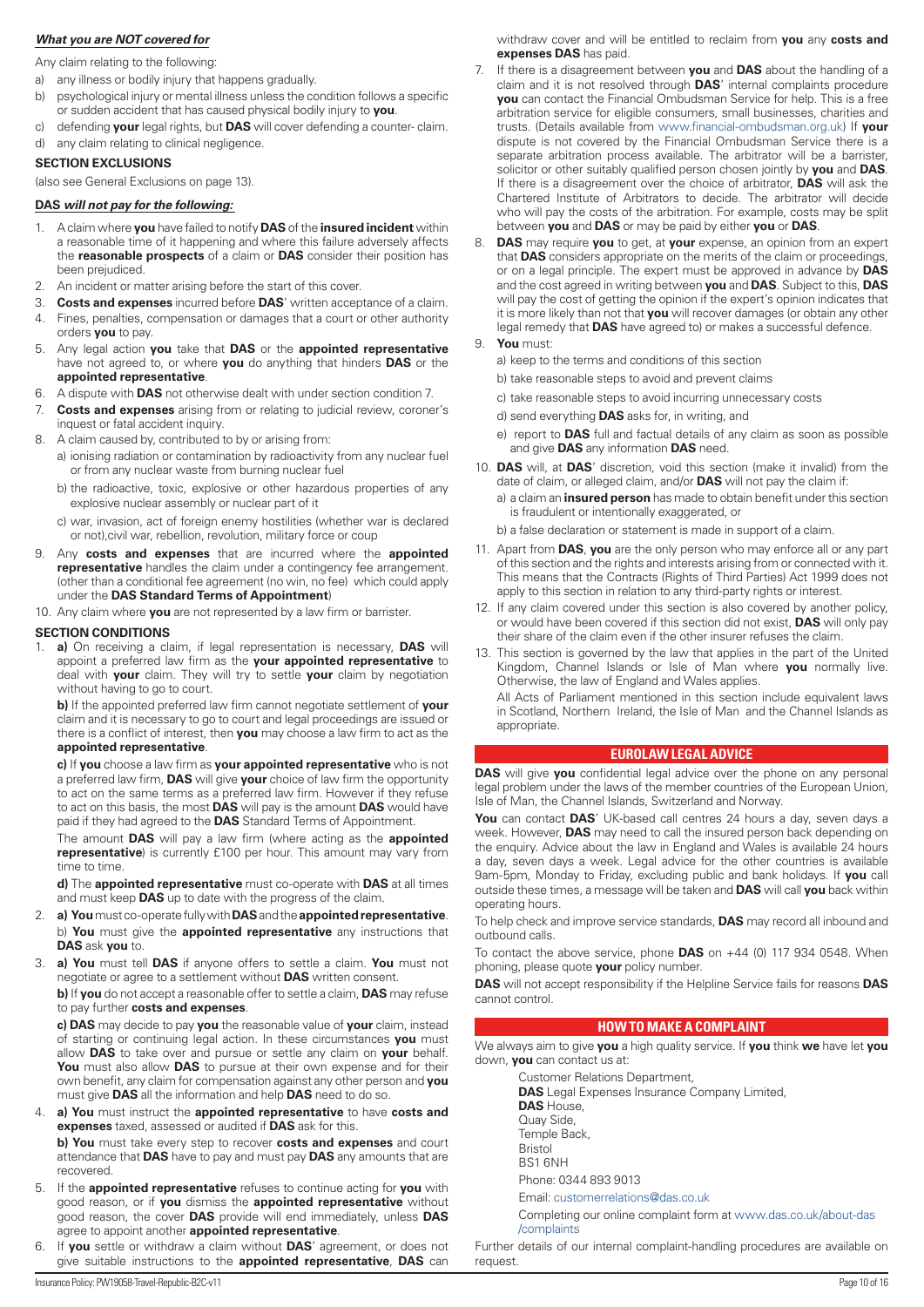***What you are NOT covered for***

Any claim relating to the following:

a) any illness or bodily injury that happens gradually.
b) psychological injury or mental illness unless the condition follows a specific or sudden accident that has caused physical bodily injury to **you**.
c) defending **your** legal rights, but **DAS** will cover defending a counter- claim.
d) any claim relating to clinical negligence.

**SECTION EXCLUSIONS**

(also see General Exclusions on page 13).

***DAS will not pay for the following:***

1. A claim where **you** have failed to notify **DAS** of the **insured incident** within a reasonable time of it happening and where this failure adversely affects the **reasonable prospects** of a claim or **DAS** consider their position has been prejudiced.
2. An incident or matter arising before the start of this cover.
3. **Costs and expenses** incurred before **DAS**' written acceptance of a claim.
4. Fines, penalties, compensation or damages that a court or other authority orders **you** to pay.
5. Any legal action **you** take that **DAS** or the **appointed representative** have not agreed to, or where **you** do anything that hinders **DAS** or the **appointed representative**.
6. A dispute with **DAS** not otherwise dealt with under section condition 7.
7. **Costs and expenses** arising from or relating to judicial review, coroner's inquest or fatal accident inquiry.
8. A claim caused by, contributed to by or arising from:
   a) ionising radiation or contamination by radioactivity from any nuclear fuel or from any nuclear waste from burning nuclear fuel
   b) the radioactive, toxic, explosive or other hazardous properties of any explosive nuclear assembly or nuclear part of it
   c) war, invasion, act of foreign enemy hostilities (whether war is declared or not),civil war, rebellion, revolution, military force or coup
9. Any **costs and expenses** that are incurred where the **appointed representative** handles the claim under a contingency fee arrangement. (other than a conditional fee agreement (no win, no fee) which could apply under the **DAS Standard Terms of Appointment**)
10. Any claim where **you** are not represented by a law firm or barrister.

**SECTION CONDITIONS**

1. **a)** On receiving a claim, if legal representation is necessary, **DAS** will appoint a preferred law firm as the **your appointed representative** to deal with **your** claim. They will try to settle **your** claim by negotiation without having to go to court.

   **b)** If the appointed preferred law firm cannot negotiate settlement of **your** claim and it is necessary to go to court and legal proceedings are issued or there is a conflict of interest, then **you** may choose a law firm to act as the **appointed representative**.

   **c)** If **you** choose a law firm as **your appointed representative** who is not a preferred law firm, **DAS** will give **your** choice of law firm the opportunity to act on the same terms as a preferred law firm. However if they refuse to act on this basis, the most **DAS** will pay is the amount **DAS** would have paid if they had agreed to the **DAS** Standard Terms of Appointment.

   The amount **DAS** will pay a law firm (where acting as the **appointed representative**) is currently £100 per hour. This amount may vary from time to time.

   **d)** The **appointed representative** must co-operate with **DAS** at all times and must keep **DAS** up to date with the progress of the claim.
2. **a) You** must co-operate fully with **DAS** and the **appointed representative**.

   b) **You** must give the **appointed representative** any instructions that **DAS** ask **you** to.
3. **a) You** must tell **DAS** if anyone offers to settle a claim. **You** must not negotiate or agree to a settlement without **DAS** written consent.

   **b)** If **you** do not accept a reasonable offer to settle a claim, **DAS** may refuse to pay further **costs and expenses**.

   **c) DAS** may decide to pay **you** the reasonable value of **your** claim, instead of starting or continuing legal action. In these circumstances **you** must allow **DAS** to take over and pursue or settle any claim on **your** behalf. **You** must also allow **DAS** to pursue at their own expense and for their own benefit, any claim for compensation against any other person and **you** must give **DAS** all the information and help **DAS** need to do so.
4. **a) You** must instruct the **appointed representative** to have **costs and expenses** taxed, assessed or audited if **DAS** ask for this.

   **b) You** must take every step to recover **costs and expenses** and court attendance that **DAS** have to pay and must pay **DAS** any amounts that are recovered.
5. If the **appointed representative** refuses to continue acting for **you** with good reason, or if **you** dismiss the **appointed representative** without good reason, the cover **DAS** provide will end immediately, unless **DAS** agree to appoint another **appointed representative**.
6. If **you** settle or withdraw a claim without **DAS**' agreement, or does not give suitable instructions to the **appointed representative**, **DAS** can withdraw cover and will be entitled to reclaim from **you** any **costs and expenses DAS** has paid.
7. If there is a disagreement between **you** and **DAS** about the handling of a claim and it is not resolved through **DAS**' internal complaints procedure **you** can contact the Financial Ombudsman Service for help. This is a free arbitration service for eligible consumers, small businesses, charities and trusts. (Details available from www.financial-ombudsman.org.uk) If **your** dispute is not covered by the Financial Ombudsman Service there is a separate arbitration process available. The arbitrator will be a barrister, solicitor or other suitably qualified person chosen jointly by **you** and **DAS**. If there is a disagreement over the choice of arbitrator, **DAS** will ask the Chartered Institute of Arbitrators to decide. The arbitrator will decide who will pay the costs of the arbitration. For example, costs may be split between **you** and **DAS** or may be paid by either **you** or **DAS**.
8. **DAS** may require **you** to get, at **your** expense, an opinion from an expert that **DAS** considers appropriate on the merits of the claim or proceedings, or on a legal principle. The expert must be approved in advance by **DAS** and the cost agreed in writing between **you** and **DAS**. Subject to this, **DAS** will pay the cost of getting the opinion if the expert's opinion indicates that it is more likely than not that **you** will recover damages (or obtain any other legal remedy that **DAS** have agreed to) or makes a successful defence.
9. **You** must:
   a) keep to the terms and conditions of this section
   b) take reasonable steps to avoid and prevent claims
   c) take reasonable steps to avoid incurring unnecessary costs
   d) send everything **DAS** asks for, in writing, and
   e) report to **DAS** full and factual details of any claim as soon as possible and give **DAS** any information **DAS** need.
10. **DAS** will, at **DAS**' discretion, void this section (make it invalid) from the date of claim, or alleged claim, and/or **DAS** will not pay the claim if:
    a) a claim an **insured person** has made to obtain benefit under this section is fraudulent or intentionally exaggerated, or
    b) a false declaration or statement is made in support of a claim.
11. Apart from **DAS**, **you** are the only person who may enforce all or any part of this section and the rights and interests arising from or connected with it. This means that the Contracts (Rights of Third Parties) Act 1999 does not apply to this section in relation to any third-party rights or interest.
12. If any claim covered under this section is also covered by another policy, or would have been covered if this section did not exist, **DAS** will only pay their share of the claim even if the other insurer refuses the claim.
13. This section is governed by the law that applies in the part of the United Kingdom, Channel Islands or Isle of Man where **you** normally live. Otherwise, the law of England and Wales applies.

    All Acts of Parliament mentioned in this section include equivalent laws in Scotland, Northern Ireland, the Isle of Man and the Channel Islands as appropriate.

## EUROLAW LEGAL ADVICE

**DAS** will give **you** confidential legal advice over the phone on any personal legal problem under the laws of the member countries of the European Union, Isle of Man, the Channel Islands, Switzerland and Norway.

**You** can contact **DAS**' UK-based call centres 24 hours a day, seven days a week. However, **DAS** may need to call the insured person back depending on the enquiry. Advice about the law in England and Wales is available 24 hours a day, seven days a week. Legal advice for the other countries is available 9am-5pm, Monday to Friday, excluding public and bank holidays. If **you** call outside these times, a message will be taken and **DAS** will call **you** back within operating hours.

To help check and improve service standards, **DAS** may record all inbound and outbound calls.

To contact the above service, phone **DAS** on +44 (0) 117 934 0548. When phoning, please quote **your** policy number.

**DAS** will not accept responsibility if the Helpline Service fails for reasons **DAS** cannot control.

## HOW TO MAKE A COMPLAINT

We always aim to give **you** a high quality service. If **you** think **we** have let **you** down, **you** can contact us at:

Customer Relations Department,
**DAS** Legal Expenses Insurance Company Limited,
**DAS** House,
Quay Side,
Temple Back,
Bristol
BS1 6NH

Phone: 0344 893 9013

Email: customerrelations@das.co.uk

Completing our online complaint form at www.das.co.uk/about-das/complaints

Further details of our internal complaint-handling procedures are available on request.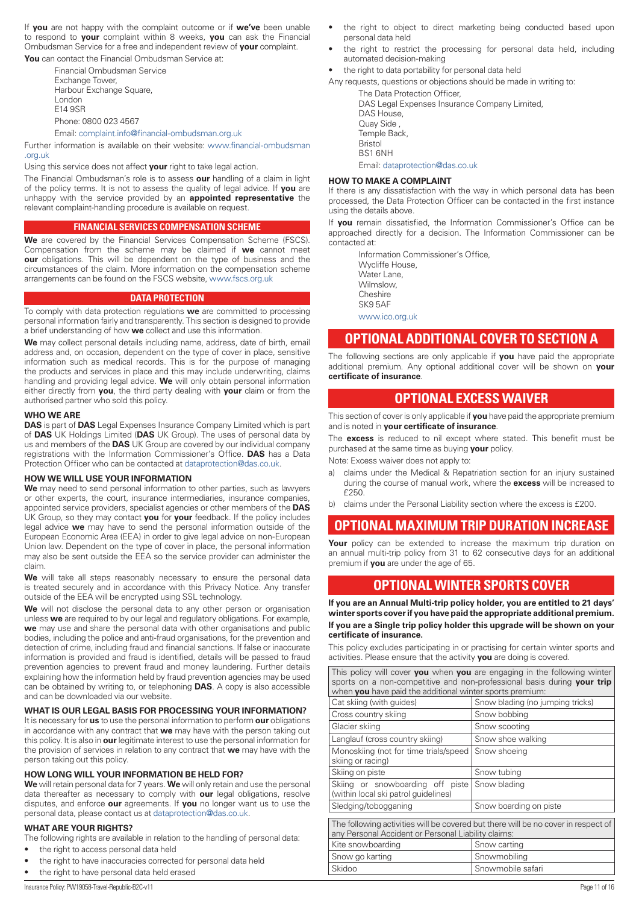If **you** are not happy with the complaint outcome or if **we've** been unable to respond to **your** complaint within 8 weeks, **you** can ask the Financial Ombudsman Service for a free and independent review of **your** complaint.

**You** can contact the Financial Ombudsman Service at:

Financial Ombudsman Service
Exchange Tower,
Harbour Exchange Square,
London
E14 9SR
Phone: 0800 023 4567
Email: complaint.info@financial-ombudsman.org.uk

Further information is available on their website: www.financial-ombudsman.org.uk

Using this service does not affect **your** right to take legal action.

The Financial Ombudsman's role is to assess **our** handling of a claim in light of the policy terms. It is not to assess the quality of legal advice. If **you** are unhappy with the service provided by an **appointed representative** the relevant complaint-handling procedure is available on request.

## FINANCIAL SERVICES COMPENSATION SCHEME

**We** are covered by the Financial Services Compensation Scheme (FSCS). Compensation from the scheme may be claimed if **we** cannot meet **our** obligations. This will be dependent on the type of business and the circumstances of the claim. More information on the compensation scheme arrangements can be found on the FSCS website, www.fscs.org.uk

## DATA PROTECTION

To comply with data protection regulations **we** are committed to processing personal information fairly and transparently. This section is designed to provide a brief understanding of how **we** collect and use this information.

**We** may collect personal details including name, address, date of birth, email address and, on occasion, dependent on the type of cover in place, sensitive information such as medical records. This is for the purpose of managing the products and services in place and this may include underwriting, claims handling and providing legal advice. **We** will only obtain personal information either directly from **you**, the third party dealing with **your** claim or from the authorised partner who sold this policy.

### WHO WE ARE

**DAS** is part of **DAS** Legal Expenses Insurance Company Limited which is part of **DAS** UK Holdings Limited (**DAS** UK Group). The uses of personal data by us and members of the **DAS** UK Group are covered by our individual company registrations with the Information Commissioner's Office. **DAS** has a Data Protection Officer who can be contacted at dataprotection@das.co.uk.

### HOW WE WILL USE YOUR INFORMATION

**We** may need to send personal information to other parties, such as lawyers or other experts, the court, insurance intermediaries, insurance companies, appointed service providers, specialist agencies or other members of the **DAS** UK Group, so they may contact **you** for **your** feedback. If the policy includes legal advice **we** may have to send the personal information outside of the European Economic Area (EEA) in order to give legal advice on non-European Union law. Dependent on the type of cover in place, the personal information may also be sent outside the EEA so the service provider can administer the claim.

**We** will take all steps reasonably necessary to ensure the personal data is treated securely and in accordance with this Privacy Notice. Any transfer outside of the EEA will be encrypted using SSL technology.

**We** will not disclose the personal data to any other person or organisation unless **we** are required to by our legal and regulatory obligations. For example, **we** may use and share the personal data with other organisations and public bodies, including the police and anti-fraud organisations, for the prevention and detection of crime, including fraud and financial sanctions. If false or inaccurate information is provided and fraud is identified, details will be passed to fraud prevention agencies to prevent fraud and money laundering. Further details explaining how the information held by fraud prevention agencies may be used can be obtained by writing to, or telephoning **DAS**. A copy is also accessible and can be downloaded via our website.

### WHAT IS OUR LEGAL BASIS FOR PROCESSING YOUR INFORMATION?

It is necessary for **us** to use the personal information to perform **our** obligations in accordance with any contract that **we** may have with the person taking out this policy. It is also in **our** legitimate interest to use the personal information for the provision of services in relation to any contract that **we** may have with the person taking out this policy.

### HOW LONG WILL YOUR INFORMATION BE HELD FOR?

**We** will retain personal data for 7 years. **We** will only retain and use the personal data thereafter as necessary to comply with **our** legal obligations, resolve disputes, and enforce **our** agreements. If **you** no longer want us to use the personal data, please contact us at dataprotection@das.co.uk.

### WHAT ARE YOUR RIGHTS?

The following rights are available in relation to the handling of personal data:

- the right to access personal data held
- the right to have inaccuracies corrected for personal data held
- the right to have personal data held erased
- the right to object to direct marketing being conducted based upon personal data held
- the right to restrict the processing for personal data held, including automated decision-making
- the right to data portability for personal data held

Any requests, questions or objections should be made in writing to:

The Data Protection Officer,
DAS Legal Expenses Insurance Company Limited,
DAS House,
Quay Side ,
Temple Back,
Bristol
BS1 6NH
Email: dataprotection@das.co.uk

### HOW TO MAKE A COMPLAINT

If there is any dissatisfaction with the way in which personal data has been processed, the Data Protection Officer can be contacted in the first instance using the details above.

If **you** remain dissatisfied, the Information Commissioner's Office can be approached directly for a decision. The Information Commissioner can be contacted at:

Information Commissioner's Office,
Wycliffe House,
Water Lane,
Wilmslow,
Cheshire
SK9 5AF
www.ico.org.uk

# OPTIONAL ADDITIONAL COVER TO SECTION A

The following sections are only applicable if **you** have paid the appropriate additional premium. Any optional additional cover will be shown on **your certificate of insurance**.

# OPTIONAL EXCESS WAIVER

This section of cover is only applicable if **you** have paid the appropriate premium and is noted in **your certificate of insurance**.

The **excess** is reduced to nil except where stated. This benefit must be purchased at the same time as buying **your** policy.

Note: Excess waiver does not apply to:

a) claims under the Medical & Repatriation section for an injury sustained during the course of manual work, where the **excess** will be increased to £250.
b) claims under the Personal Liability section where the excess is £200.

# OPTIONAL MAXIMUM TRIP DURATION INCREASE

**Your** policy can be extended to increase the maximum trip duration on an annual multi-trip policy from 31 to 62 consecutive days for an additional premium if **you** are under the age of 65.

# OPTIONAL WINTER SPORTS COVER

**If you are an Annual Multi-trip policy holder, you are entitled to 21 days' winter sports cover if you have paid the appropriate additional premium.**

**If you are a Single trip policy holder this upgrade will be shown on your certificate of insurance.**

This policy excludes participating in or practising for certain winter sports and activities. Please ensure that the activity **you** are doing is covered.

| This policy will cover **you** when **you** are engaging in the following winter sports on a non-competitive and non-professional basis during **your trip** when **you** have paid the additional winter sports premium: | |
|---|---|
| Cat skiing (with guides) | Snow blading (no jumping tricks) |
| Cross country skiing | Snow bobbing |
| Glacier skiing | Snow scooting |
| Langlauf (cross country skiing) | Snow shoe walking |
| Monoskiing (not for time trials/speed skiing or racing) | Snow shoeing |
| Skiing on piste | Snow tubing |
| Skiing or snowboarding off piste (within local ski patrol guidelines) | Snow blading |
| Sledging/tobogganing | Snow boarding on piste |

| The following activities will be covered but there will be no cover in respect of any Personal Accident or Personal Liability claims: | |
|---|---|
| Kite snowboarding | Snow carting |
| Snow go karting | Snowmobiling |
| Skidoo | Snowmobile safari |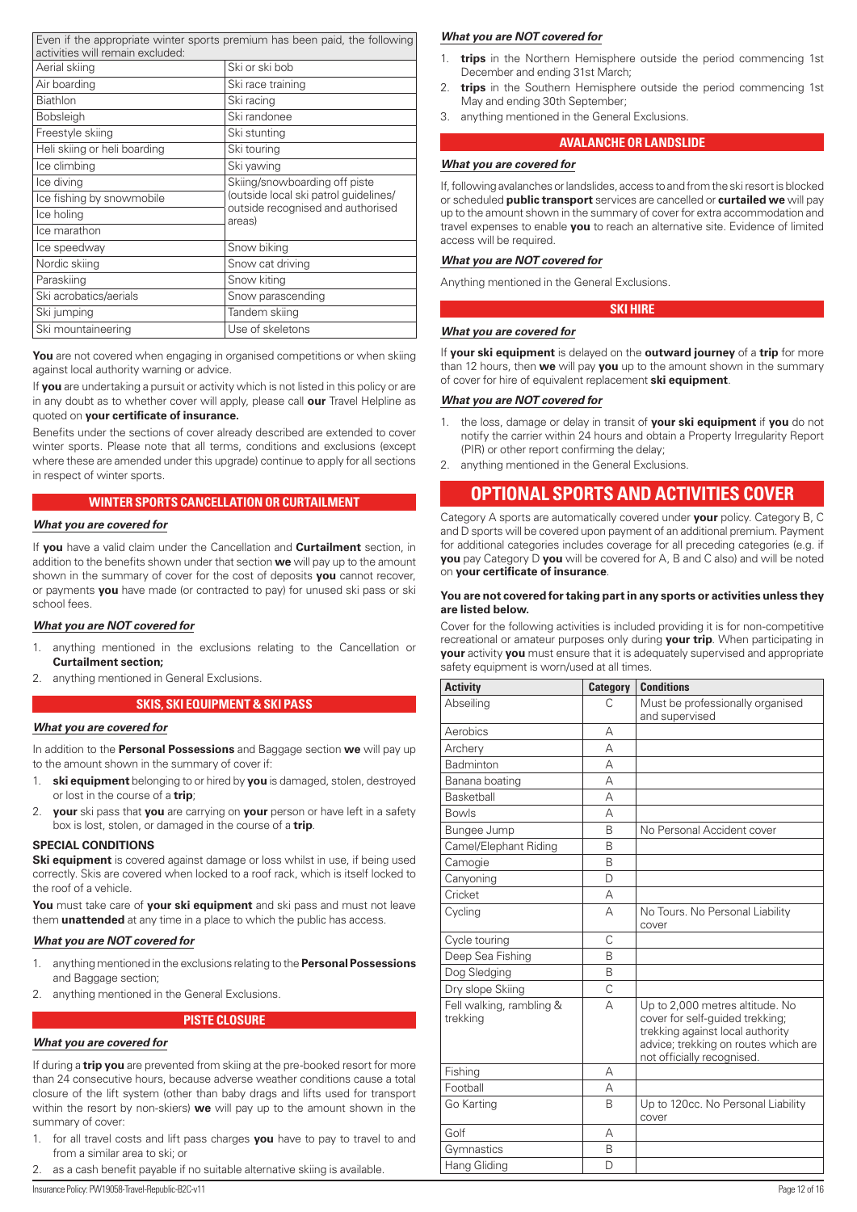| Even if the appropriate winter sports premium has been paid, the following activities will remain excluded: | |
|---|---|
| Aerial skiing | Ski or ski bob |
| Air boarding | Ski race training |
| Biathlon | Ski racing |
| Bobsleigh | Ski randonee |
| Freestyle skiing | Ski stunting |
| Heli skiing or heli boarding | Ski touring |
| Ice climbing | Ski yawing |
| Ice diving | Skiing/snowboarding off piste (outside local ski patrol guidelines/ outside recognised and authorised areas) |
| Ice fishing by snowmobile | |
| Ice holing | |
| Ice marathon | |
| Ice speedway | Snow biking |
| Nordic skiing | Snow cat driving |
| Paraskiing | Snow kiting |
| Ski acrobatics/aerials | Snow parascending |
| Ski jumping | Tandem skiing |
| Ski mountaineering | Use of skeletons |

**You** are not covered when engaging in organised competitions or when skiing against local authority warning or advice.

If **you** are undertaking a pursuit or activity which is not listed in this policy or are in any doubt as to whether cover will apply, please call **our** Travel Helpline as quoted on **your certificate of insurance.**

Benefits under the sections of cover already described are extended to cover winter sports. Please note that all terms, conditions and exclusions (except where these are amended under this upgrade) continue to apply for all sections in respect of winter sports.

## WINTER SPORTS CANCELLATION OR CURTAILMENT

***What you are covered for***

If **you** have a valid claim under the Cancellation and **Curtailment** section, in addition to the benefits shown under that section **we** will pay up to the amount shown in the summary of cover for the cost of deposits **you** cannot recover, or payments **you** have made (or contracted to pay) for unused ski pass or ski school fees.

***What you are NOT covered for***

1. anything mentioned in the exclusions relating to the Cancellation or **Curtailment section;**
2. anything mentioned in General Exclusions.

## SKIS, SKI EQUIPMENT & SKI PASS

***What you are covered for***

In addition to the **Personal Possessions** and Baggage section **we** will pay up to the amount shown in the summary of cover if:

1. **ski equipment** belonging to or hired by **you** is damaged, stolen, destroyed or lost in the course of a **trip**;
2. **your** ski pass that **you** are carrying on **your** person or have left in a safety box is lost, stolen, or damaged in the course of a **trip**.

**SPECIAL CONDITIONS**

**Ski equipment** is covered against damage or loss whilst in use, if being used correctly. Skis are covered when locked to a roof rack, which is itself locked to the roof of a vehicle.

**You** must take care of **your ski equipment** and ski pass and must not leave them **unattended** at any time in a place to which the public has access.

***What you are NOT covered for***

1. anything mentioned in the exclusions relating to the **Personal Possessions** and Baggage section;
2. anything mentioned in the General Exclusions.

## PISTE CLOSURE

***What you are covered for***

If during a **trip you** are prevented from skiing at the pre-booked resort for more than 24 consecutive hours, because adverse weather conditions cause a total closure of the lift system (other than baby drags and lifts used for transport within the resort by non-skiers) **we** will pay up to the amount shown in the summary of cover:

1. for all travel costs and lift pass charges **you** have to pay to travel to and from a similar area to ski; or
2. as a cash benefit payable if no suitable alternative skiing is available.

***What you are NOT covered for***

1. **trips** in the Northern Hemisphere outside the period commencing 1st December and ending 31st March;
2. **trips** in the Southern Hemisphere outside the period commencing 1st May and ending 30th September;
3. anything mentioned in the General Exclusions.

## AVALANCHE OR LANDSLIDE

***What you are covered for***

If, following avalanches or landslides, access to and from the ski resort is blocked or scheduled **public transport** services are cancelled or **curtailed we** will pay up to the amount shown in the summary of cover for extra accommodation and travel expenses to enable **you** to reach an alternative site. Evidence of limited access will be required.

***What you are NOT covered for***

Anything mentioned in the General Exclusions.

## SKI HIRE

***What you are covered for***

If **your ski equipment** is delayed on the **outward journey** of a **trip** for more than 12 hours, then **we** will pay **you** up to the amount shown in the summary of cover for hire of equivalent replacement **ski equipment**.

***What you are NOT covered for***

1. the loss, damage or delay in transit of **your ski equipment** if **you** do not notify the carrier within 24 hours and obtain a Property Irregularity Report (PIR) or other report confirming the delay;
2. anything mentioned in the General Exclusions.

# OPTIONAL SPORTS AND ACTIVITIES COVER

Category A sports are automatically covered under **your** policy. Category B, C and D sports will be covered upon payment of an additional premium. Payment for additional categories includes coverage for all preceding categories (e.g. if **you** pay Category D **you** will be covered for A, B and C also) and will be noted on **your certificate of insurance**.

**You are not covered for taking part in any sports or activities unless they are listed below.**

Cover for the following activities is included providing it is for non-competitive recreational or amateur purposes only during **your trip**. When participating in **your** activity **you** must ensure that it is adequately supervised and appropriate safety equipment is worn/used at all times.

| Activity | Category | Conditions |
|---|---|---|
| Abseiling | C | Must be professionally organised and supervised |
| Aerobics | A | |
| Archery | A | |
| Badminton | A | |
| Banana boating | A | |
| Basketball | A | |
| Bowls | A | |
| Bungee Jump | B | No Personal Accident cover |
| Camel/Elephant Riding | B | |
| Camogie | B | |
| Canyoning | D | |
| Cricket | A | |
| Cycling | A | No Tours. No Personal Liability cover |
| Cycle touring | C | |
| Deep Sea Fishing | B | |
| Dog Sledging | B | |
| Dry slope Skiing | C | |
| Fell walking, rambling & trekking | A | Up to 2,000 metres altitude. No cover for self-guided trekking; trekking against local authority advice; trekking on routes which are not officially recognised. |
| Fishing | A | |
| Football | A | |
| Go Karting | B | Up to 120cc. No Personal Liability cover |
| Golf | A | |
| Gymnastics | B | |
| Hang Gliding | D | |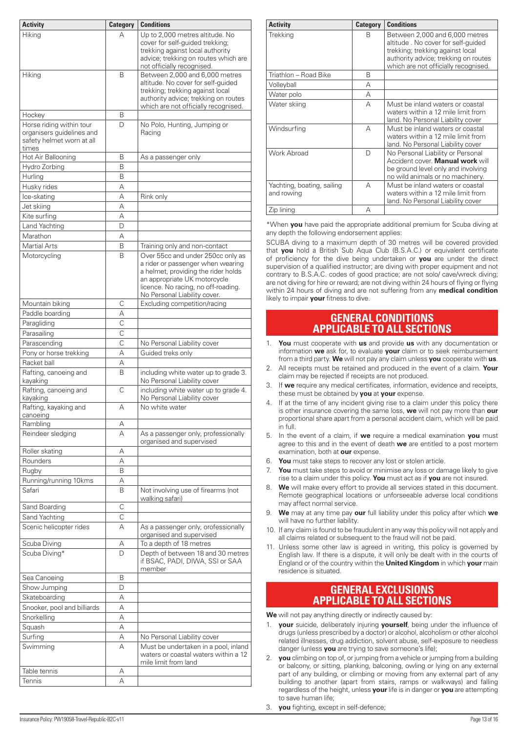| Activity | Category | Conditions |
|---|---|---|
| Hiking | A | Up to 2,000 metres altitude. No cover for self-guided trekking; trekking against local authority advice; trekking on routes which are not officially recognised. |
| Hiking | B | Between 2,000 and 6,000 metres altitude. No cover for self-guided trekking; trekking against local authority advice; trekking on routes which are not officially recognised. |
| Hockey | B | |
| Horse riding within tour organisers guidelines and safety helmet worn at all times | D | No Polo, Hunting, Jumping or Racing |
| Hot Air Ballooning | B | As a passenger only |
| Hydro Zorbing | B | |
| Hurling | B | |
| Husky rides | A | |
| Ice-skating | A | Rink only |
| Jet skiing | A | |
| Kite surfing | A | |
| Land Yachting | D | |
| Marathon | A | |
| Martial Arts | B | Training only and non-contact |
| Motorcycling | B | Over 55cc and under 250cc only as a rider or passenger when wearing a helmet, providing the rider holds an appropriate UK motorcycle licence. No racing, no off-roading. No Personal Liability cover. |
| Mountain biking | C | Excluding competition/racing |
| Paddle boarding | A | |
| Paragliding | C | |
| Parasailing | C | |
| Parascending | C | No Personal Liability cover |
| Pony or horse trekking | A | Guided treks only |
| Racket ball | A | |
| Rafting, canoeing and kayaking | B | including white water up to grade 3. No Personal Liability cover |
| Rafting, canoeing and kayaking | C | including white water up to grade 4. No Personal Liability cover |
| Rafting, kayaking and canoeing | A | No white water |
| Rambling | A | |
| Reindeer sledging | A | As a passenger only, professionally organised and supervised |
| Roller skating | A | |
| Rounders | A | |
| Rugby | B | |
| Running/running 10kms | A | |
| Safari | B | Not involving use of firearms (not walking safari) |
| Sand Boarding | C | |
| Sand Yachting | C | |
| Scenic helicopter rides | A | As a passenger only, orofessionally organised and supervised |
| Scuba Diving | A | To a depth of 18 metres |
| Scuba Diving* | D | Depth of between 18 and 30 metres if BSAC, PADI, DIWA, SSI or SAA member |
| Sea Canoeing | B | |
| Show Jumping | D | |
| Skateboarding | A | |
| Snooker, pool and billiards | A | |
| Snorkelling | A | |
| Squash | A | |
| Surfing | A | No Personal Liability cover |
| Swimming | A | Must be undertaken in a pool, inland waters or coastal waters within a 12 mile limit from land |
| Table tennis | A | |
| Tennis | A | |
| Trekking | B | Between 2,000 and 6,000 metres altitude . No cover for self-guided trekking; trekking against local authority advice; trekking on routes which are not officially recognised. |
| Triathlon – Road Bike | B | |
| Volleyball | A | |
| Water polo | A | |
| Water skiing | A | Must be inland waters or coastal waters within a 12 mile limit from land. No Personal Liability cover |
| Windsurfing | A | Must be inland waters or coastal waters within a 12 mile limit from land. No Personal Liability cover |
| Work Abroad | D | No Personal Liability or Personal Accident cover. **Manual work** will be ground level only and involving no wild animals or no machinery. |
| Yachting, boating, sailing and rowing | A | Must be inland waters or coastal waters within a 12 mile limit from land. No Personal Liability cover |
| Zip lining | A | |

*When **you** have paid the appropriate additional premium for Scuba diving at any depth the following endorsement applies:

SCUBA diving to a maximum depth of 30 metres will be covered provided that **you** hold a British Sub Aqua Club (B.S.A.C.) or equivalent certificate of proficiency for the dive being undertaken or **you** are under the direct supervision of a qualified instructor; are diving with proper equipment and not contrary to B.S.A.C. codes of good practice; are not solo/ cave/wreck diving; are not diving for hire or reward; are not diving within 24 hours of flying or flying within 24 hours of diving and are not suffering from any **medical condition** likely to impair **your** fitness to dive.

## GENERAL CONDITIONS APPLICABLE TO ALL SECTIONS

1. **You** must cooperate with **us** and provide **us** with any documentation or information **we** ask for, to evaluate **your** claim or to seek reimbursement from a third party. **We** will not pay any claim unless **you** cooperate with **us**.
2. All receipts must be retained and produced in the event of a claim. **Your** claim may be rejected if receipts are not produced.
3. If **we** require any medical certificates, information, evidence and receipts, these must be obtained by **you** at **your** expense.
4. If at the time of any incident giving rise to a claim under this policy there is other insurance covering the same loss, **we** will not pay more than **our** proportional share apart from a personal accident claim, which will be paid in full.
5. In the event of a claim, if **we** require a medical examination **you** must agree to this and in the event of death **we** are entitled to a post mortem examination, both at **our** expense.
6. **You** must take steps to recover any lost or stolen article.
7. **You** must take steps to avoid or minimise any loss or damage likely to give rise to a claim under this policy. **You** must act as if **you** are not insured.
8. **We** will make every effort to provide all services stated in this document. Remote geographical locations or unforseeable adverse local conditions may affect normal service.
9. **We** may at any time pay **our** full liability under this policy after which **we** will have no further liability.
10. If any claim is found to be fraudulent in any way this policy will not apply and all claims related or subsequent to the fraud will not be paid.
11. Unless some other law is agreed in writing, this policy is governed by English law. If there is a dispute, it will only be dealt with in the courts of England or of the country within the **United Kingdom** in which **your** main residence is situated.

## GENERAL EXCLUSIONS APPLICABLE TO ALL SECTIONS

**We** will not pay anything directly or indirectly caused by:

1. **your** suicide, deliberately injuring **yourself**, being under the influence of drugs (unless prescribed by a doctor) or alcohol, alcoholism or other alcohol related illnesses, drug addiction, solvent abuse, self-exposure to needless danger (unless **you** are trying to save someone's life);
2. **you** climbing on top of, or jumping from a vehicle or jumping from a building or balcony, or sitting, planking, balconing, owling or lying on any external part of any building, or climbing or moving from any external part of any building to another (apart from stairs, ramps or walkways) and falling regardless of the height, unless **your** life is in danger or **you** are attempting to save human life;
3. **you** fighting, except in self-defence;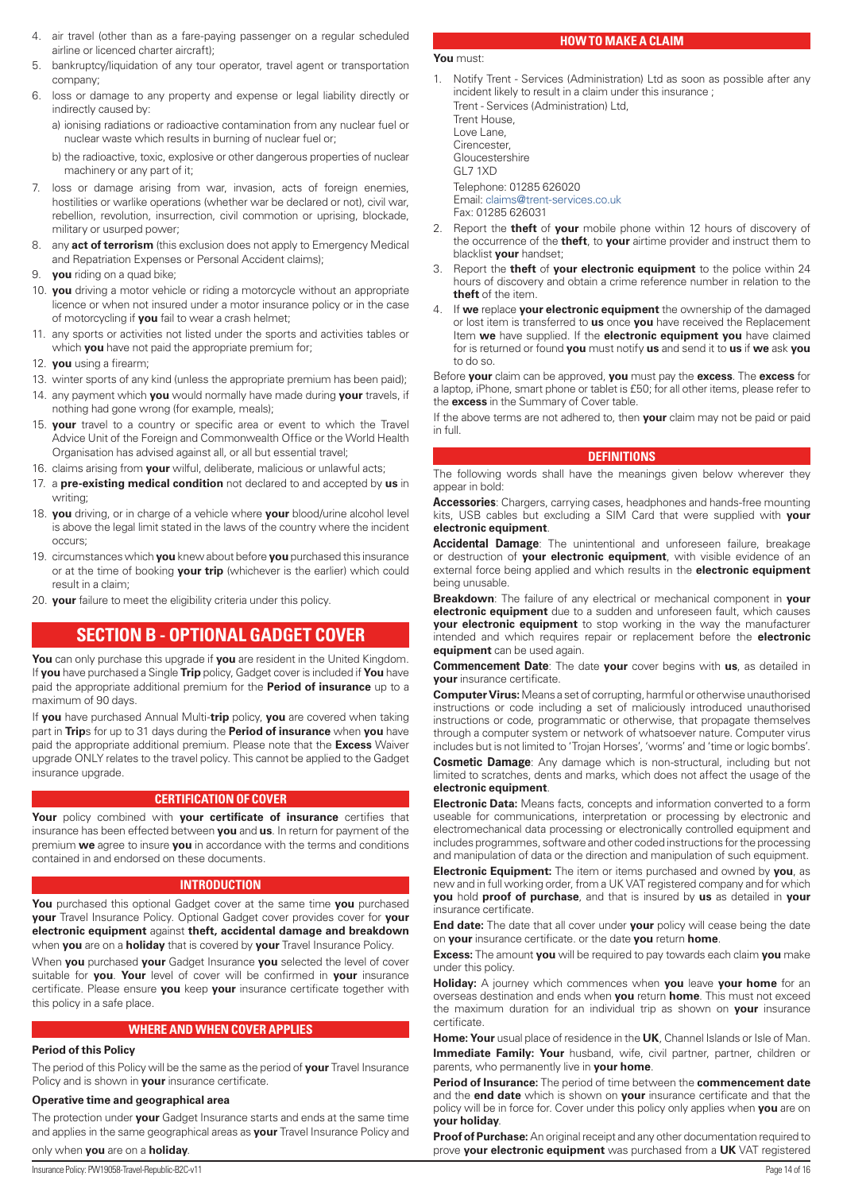4. air travel (other than as a fare-paying passenger on a regular scheduled airline or licenced charter aircraft);
5. bankruptcy/liquidation of any tour operator, travel agent or transportation company;
6. loss or damage to any property and expense or legal liability directly or indirectly caused by:
   a) ionising radiations or radioactive contamination from any nuclear fuel or nuclear waste which results in burning of nuclear fuel or;
   b) the radioactive, toxic, explosive or other dangerous properties of nuclear machinery or any part of it;
7. loss or damage arising from war, invasion, acts of foreign enemies, hostilities or warlike operations (whether war be declared or not), civil war, rebellion, revolution, insurrection, civil commotion or uprising, blockade, military or usurped power;
8. any **act of terrorism** (this exclusion does not apply to Emergency Medical and Repatriation Expenses or Personal Accident claims);
9. **you** riding on a quad bike;
10. **you** driving a motor vehicle or riding a motorcycle without an appropriate licence or when not insured under a motor insurance policy or in the case of motorcycling if **you** fail to wear a crash helmet;
11. any sports or activities not listed under the sports and activities tables or which **you** have not paid the appropriate premium for;
12. **you** using a firearm;
13. winter sports of any kind (unless the appropriate premium has been paid);
14. any payment which **you** would normally have made during **your** travels, if nothing had gone wrong (for example, meals);
15. **your** travel to a country or specific area or event to which the Travel Advice Unit of the Foreign and Commonwealth Office or the World Health Organisation has advised against all, or all but essential travel;
16. claims arising from **your** wilful, deliberate, malicious or unlawful acts;
17. a **pre-existing medical condition** not declared to and accepted by **us** in writing;
18. **you** driving, or in charge of a vehicle where **your** blood/urine alcohol level is above the legal limit stated in the laws of the country where the incident occurs;
19. circumstances which **you** knew about before **you** purchased this insurance or at the time of booking **your trip** (whichever is the earlier) which could result in a claim;
20. **your** failure to meet the eligibility criteria under this policy.

# SECTION B - OPTIONAL GADGET COVER

**You** can only purchase this upgrade if **you** are resident in the United Kingdom. If **you** have purchased a Single **Trip** policy, Gadget cover is included if **You** have paid the appropriate additional premium for the **Period of insurance** up to a maximum of 90 days.

If **you** have purchased Annual Multi-**trip** policy, **you** are covered when taking part in **Trip**s for up to 31 days during the **Period of insurance** when **you** have paid the appropriate additional premium. Please note that the **Excess** Waiver upgrade ONLY relates to the travel policy. This cannot be applied to the Gadget insurance upgrade.

## CERTIFICATION OF COVER

**Your** policy combined with **your certificate of insurance** certifies that insurance has been effected between **you** and **us**. In return for payment of the premium **we** agree to insure **you** in accordance with the terms and conditions contained in and endorsed on these documents.

## INTRODUCTION

**You** purchased this optional Gadget cover at the same time **you** purchased **your** Travel Insurance Policy. Optional Gadget cover provides cover for **your electronic equipment** against **theft, accidental damage and breakdown** when **you** are on a **holiday** that is covered by **your** Travel Insurance Policy.

When **you** purchased **your** Gadget Insurance **you** selected the level of cover suitable for **you**. **Your** level of cover will be confirmed in **your** insurance certificate. Please ensure **you** keep **your** insurance certificate together with this policy in a safe place.

## WHERE AND WHEN COVER APPLIES

### Period of this Policy

The period of this Policy will be the same as the period of **your** Travel Insurance Policy and is shown in **your** insurance certificate.

### Operative time and geographical area

The protection under **your** Gadget Insurance starts and ends at the same time and applies in the same geographical areas as **your** Travel Insurance Policy and only when **you** are on a **holiday**.

## HOW TO MAKE A CLAIM

**You** must:

1. Notify Trent - Services (Administration) Ltd as soon as possible after any incident likely to result in a claim under this insurance ;
   Trent - Services (Administration) Ltd,
   Trent House,
   Love Lane,
   Cirencester,
   Gloucestershire
   GL7 1XD
   Telephone: 01285 626020
   Email: claims@trent-services.co.uk
   Fax: 01285 626031
2. Report the **theft** of **your** mobile phone within 12 hours of discovery of the occurrence of the **theft**, to **your** airtime provider and instruct them to blacklist **your** handset;
3. Report the **theft** of **your electronic equipment** to the police within 24 hours of discovery and obtain a crime reference number in relation to the **theft** of the item.
4. If **we** replace **your electronic equipment** the ownership of the damaged or lost item is transferred to **us** once **you** have received the Replacement Item **we** have supplied. If the **electronic equipment you** have claimed for is returned or found **you** must notify **us** and send it to **us** if **we** ask **you** to do so.

Before **your** claim can be approved, **you** must pay the **excess**. The **excess** for a laptop, iPhone, smart phone or tablet is £50; for all other items, please refer to the **excess** in the Summary of Cover table.

If the above terms are not adhered to, then **your** claim may not be paid or paid in full.

## DEFINITIONS

The following words shall have the meanings given below wherever they appear in bold:

**Accessories**: Chargers, carrying cases, headphones and hands-free mounting kits, USB cables but excluding a SIM Card that were supplied with **your electronic equipment**.

**Accidental Damage**: The unintentional and unforeseen failure, breakage or destruction of **your electronic equipment**, with visible evidence of an external force being applied and which results in the **electronic equipment** being unusable.

**Breakdown**: The failure of any electrical or mechanical component in **your electronic equipment** due to a sudden and unforeseen fault, which causes **your electronic equipment** to stop working in the way the manufacturer intended and which requires repair or replacement before the **electronic equipment** can be used again.

**Commencement Date**: The date **your** cover begins with **us**, as detailed in **your** insurance certificate.

**Computer Virus:** Means a set of corrupting, harmful or otherwise unauthorised instructions or code including a set of maliciously introduced unauthorised instructions or code, programmatic or otherwise, that propagate themselves through a computer system or network of whatsoever nature. Computer virus includes but is not limited to 'Trojan Horses', 'worms' and 'time or logic bombs'.

**Cosmetic Damage**: Any damage which is non-structural, including but not limited to scratches, dents and marks, which does not affect the usage of the **electronic equipment**.

**Electronic Data:** Means facts, concepts and information converted to a form useable for communications, interpretation or processing by electronic and electromechanical data processing or electronically controlled equipment and includes programmes, software and other coded instructions for the processing and manipulation of data or the direction and manipulation of such equipment.

**Electronic Equipment:** The item or items purchased and owned by **you**, as new and in full working order, from a UK VAT registered company and for which **you** hold **proof of purchase**, and that is insured by **us** as detailed in **your** insurance certificate.

**End date:** The date that all cover under **your** policy will cease being the date on **your** insurance certificate. or the date **you** return **home**.

**Excess:** The amount **you** will be required to pay towards each claim **you** make under this policy.

**Holiday:** A journey which commences when **you** leave **your home** for an overseas destination and ends when **you** return **home**. This must not exceed the maximum duration for an individual trip as shown on **your** insurance certificate.

**Home: Your** usual place of residence in the **UK**, Channel Islands or Isle of Man.

**Immediate Family: Your** husband, wife, civil partner, partner, children or parents, who permanently live in **your home**.

**Period of Insurance:** The period of time between the **commencement date** and the **end date** which is shown on **your** insurance certificate and that the policy will be in force for. Cover under this policy only applies when **you** are on **your holiday**.

**Proof of Purchase:** An original receipt and any other documentation required to prove **your electronic equipment** was purchased from a **UK** VAT registered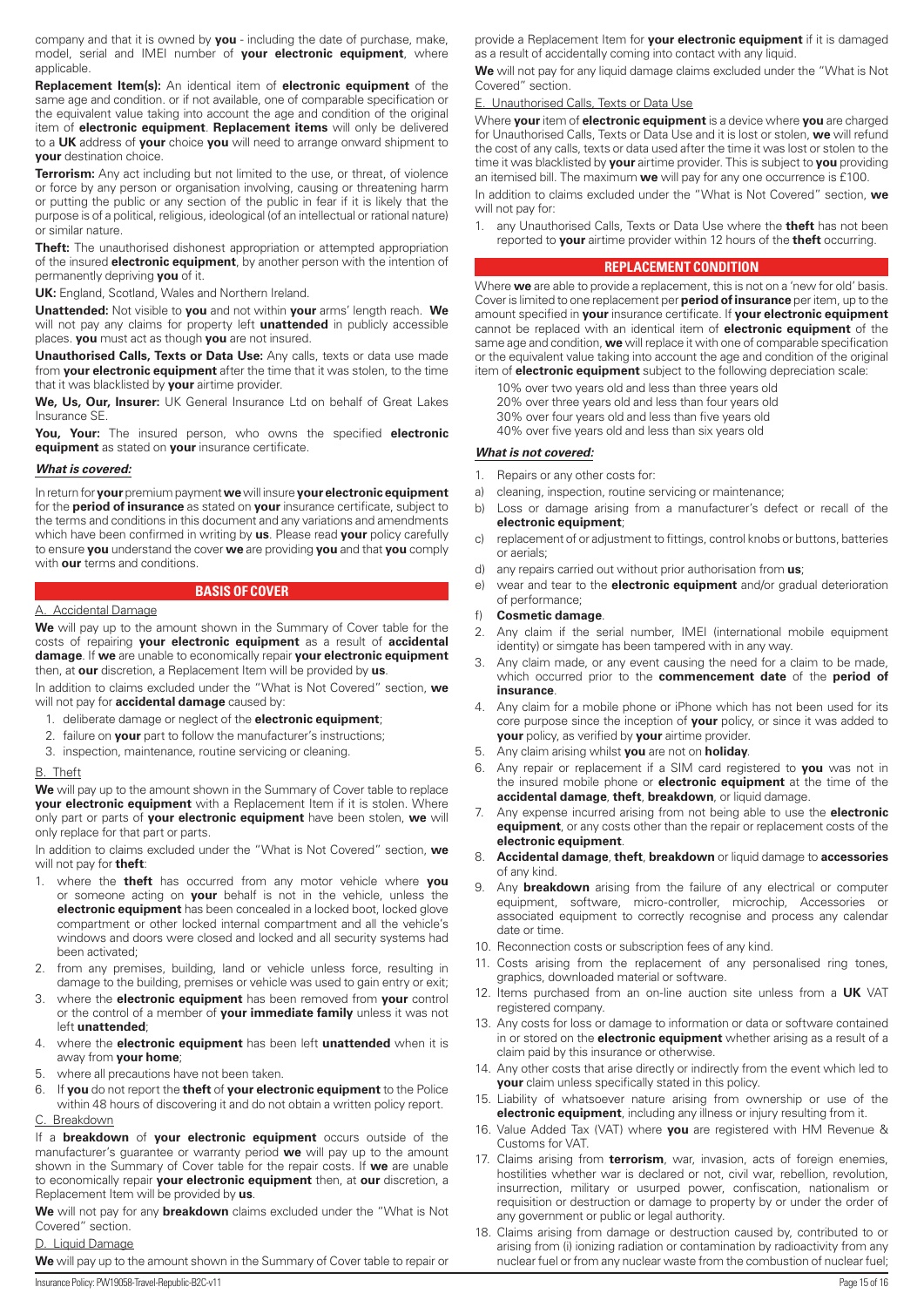company and that it is owned by **you** - including the date of purchase, make, model, serial and IMEI number of **your electronic equipment**, where applicable.

**Replacement Item(s):** An identical item of **electronic equipment** of the same age and condition. or if not available, one of comparable specification or the equivalent value taking into account the age and condition of the original item of **electronic equipment**. **Replacement items** will only be delivered to a **UK** address of **your** choice **you** will need to arrange onward shipment to **your** destination choice.

**Terrorism:** Any act including but not limited to the use, or threat, of violence or force by any person or organisation involving, causing or threatening harm or putting the public or any section of the public in fear if it is likely that the purpose is of a political, religious, ideological (of an intellectual or rational nature) or similar nature.

**Theft:** The unauthorised dishonest appropriation or attempted appropriation of the insured **electronic equipment**, by another person with the intention of permanently depriving **you** of it.

**UK:** England, Scotland, Wales and Northern Ireland.

**Unattended:** Not visible to **you** and not within **your** arms' length reach. **We** will not pay any claims for property left **unattended** in publicly accessible places. **you** must act as though **you** are not insured.

**Unauthorised Calls, Texts or Data Use:** Any calls, texts or data use made from **your electronic equipment** after the time that it was stolen, to the time that it was blacklisted by **your** airtime provider.

**We, Us, Our, Insurer:** UK General Insurance Ltd on behalf of Great Lakes Insurance SE.

**You, Your:** The insured person, who owns the specified **electronic equipment** as stated on **your** insurance certificate.

***What is covered:***

In return for **your** premium payment **we** will insure **your electronic equipment** for the **period of insurance** as stated on **your** insurance certificate, subject to the terms and conditions in this document and any variations and amendments which have been confirmed in writing by **us**. Please read **your** policy carefully to ensure **you** understand the cover **we** are providing **you** and that **you** comply with **our** terms and conditions.

## BASIS OF COVER

A. Accidental Damage

**We** will pay up to the amount shown in the Summary of Cover table for the costs of repairing **your electronic equipment** as a result of **accidental damage**. If **we** are unable to economically repair **your electronic equipment** then, at **our** discretion, a Replacement Item will be provided by **us**.

In addition to claims excluded under the "What is Not Covered" section, **we** will not pay for **accidental damage** caused by:

1. deliberate damage or neglect of the **electronic equipment**;
2. failure on **your** part to follow the manufacturer's instructions;
3. inspection, maintenance, routine servicing or cleaning.

B. Theft

**We** will pay up to the amount shown in the Summary of Cover table to replace **your electronic equipment** with a Replacement Item if it is stolen. Where only part or parts of **your electronic equipment** have been stolen, **we** will only replace for that part or parts.

In addition to claims excluded under the "What is Not Covered" section, **we** will not pay for **theft**:

1. where the **theft** has occurred from any motor vehicle where **you** or someone acting on **your** behalf is not in the vehicle, unless the **electronic equipment** has been concealed in a locked boot, locked glove compartment or other locked internal compartment and all the vehicle's windows and doors were closed and locked and all security systems had been activated;
2. from any premises, building, land or vehicle unless force, resulting in damage to the building, premises or vehicle was used to gain entry or exit;
3. where the **electronic equipment** has been removed from **your** control or the control of a member of **your immediate family** unless it was not left **unattended**;
4. where the **electronic equipment** has been left **unattended** when it is away from **your home**;
5. where all precautions have not been taken.
6. If **you** do not report the **theft** of **your electronic equipment** to the Police within 48 hours of discovering it and do not obtain a written policy report.

C. Breakdown

If a **breakdown** of **your electronic equipment** occurs outside of the manufacturer's guarantee or warranty period **we** will pay up to the amount shown in the Summary of Cover table for the repair costs. If **we** are unable to economically repair **your electronic equipment** then, at **our** discretion, a Replacement Item will be provided by **us**.

**We** will not pay for any **breakdown** claims excluded under the "What is Not Covered" section.

D. Liquid Damage

**We** will pay up to the amount shown in the Summary of Cover table to repair or provide a Replacement Item for **your electronic equipment** if it is damaged as a result of accidentally coming into contact with any liquid.

**We** will not pay for any liquid damage claims excluded under the "What is Not Covered" section.

E. Unauthorised Calls, Texts or Data Use

Where **your** item of **electronic equipment** is a device where **you** are charged for Unauthorised Calls, Texts or Data Use and it is lost or stolen, **we** will refund the cost of any calls, texts or data used after the time it was lost or stolen to the time it was blacklisted by **your** airtime provider. This is subject to **you** providing an itemised bill. The maximum **we** will pay for any one occurrence is £100.

In addition to claims excluded under the "What is Not Covered" section, **we** will not pay for:

1. any Unauthorised Calls, Texts or Data Use where the **theft** has not been reported to **your** airtime provider within 12 hours of the **theft** occurring.

## REPLACEMENT CONDITION

Where **we** are able to provide a replacement, this is not on a 'new for old' basis. Cover is limited to one replacement per **period of insurance** per item, up to the amount specified in **your** insurance certificate. If **your electronic equipment** cannot be replaced with an identical item of **electronic equipment** of the same age and condition, **we** will replace it with one of comparable specification or the equivalent value taking into account the age and condition of the original item of **electronic equipment** subject to the following depreciation scale:

10% over two years old and less than three years old
20% over three years old and less than four years old
30% over four years old and less than five years old
40% over five years old and less than six years old

***What is not covered:***

1. Repairs or any other costs for:
   a) cleaning, inspection, routine servicing or maintenance;
   b) Loss or damage arising from a manufacturer's defect or recall of the **electronic equipment**;
   c) replacement of or adjustment to fittings, control knobs or buttons, batteries or aerials;
   d) any repairs carried out without prior authorisation from **us**;
   e) wear and tear to the **electronic equipment** and/or gradual deterioration of performance;
   f) **Cosmetic damage**.
2. Any claim if the serial number, IMEI (international mobile equipment identity) or simgate has been tampered with in any way.
3. Any claim made, or any event causing the need for a claim to be made, which occurred prior to the **commencement date** of the **period of insurance**.
4. Any claim for a mobile phone or iPhone which has not been used for its core purpose since the inception of **your** policy, or since it was added to **your** policy, as verified by **your** airtime provider.
5. Any claim arising whilst **you** are not on **holiday**.
6. Any repair or replacement if a SIM card registered to **you** was not in the insured mobile phone or **electronic equipment** at the time of the **accidental damage**, **theft**, **breakdown**, or liquid damage.
7. Any expense incurred arising from not being able to use the **electronic equipment**, or any costs other than the repair or replacement costs of the **electronic equipment**.
8. **Accidental damage**, **theft**, **breakdown** or liquid damage to **accessories** of any kind.
9. Any **breakdown** arising from the failure of any electrical or computer equipment, software, micro-controller, microchip, Accessories or associated equipment to correctly recognise and process any calendar date or time.
10. Reconnection costs or subscription fees of any kind.
11. Costs arising from the replacement of any personalised ring tones, graphics, downloaded material or software.
12. Items purchased from an on-line auction site unless from a **UK** VAT registered company.
13. Any costs for loss or damage to information or data or software contained in or stored on the **electronic equipment** whether arising as a result of a claim paid by this insurance or otherwise.
14. Any other costs that arise directly or indirectly from the event which led to **your** claim unless specifically stated in this policy.
15. Liability of whatsoever nature arising from ownership or use of the **electronic equipment**, including any illness or injury resulting from it.
16. Value Added Tax (VAT) where **you** are registered with HM Revenue & Customs for VAT.
17. Claims arising from **terrorism**, war, invasion, acts of foreign enemies, hostilities whether war is declared or not, civil war, rebellion, revolution, insurrection, military or usurped power, confiscation, nationalism or requisition or destruction or damage to property by or under the order of any government or public or legal authority.
18. Claims arising from damage or destruction caused by, contributed to or arising from (i) ionizing radiation or contamination by radioactivity from any nuclear fuel or from any nuclear waste from the combustion of nuclear fuel;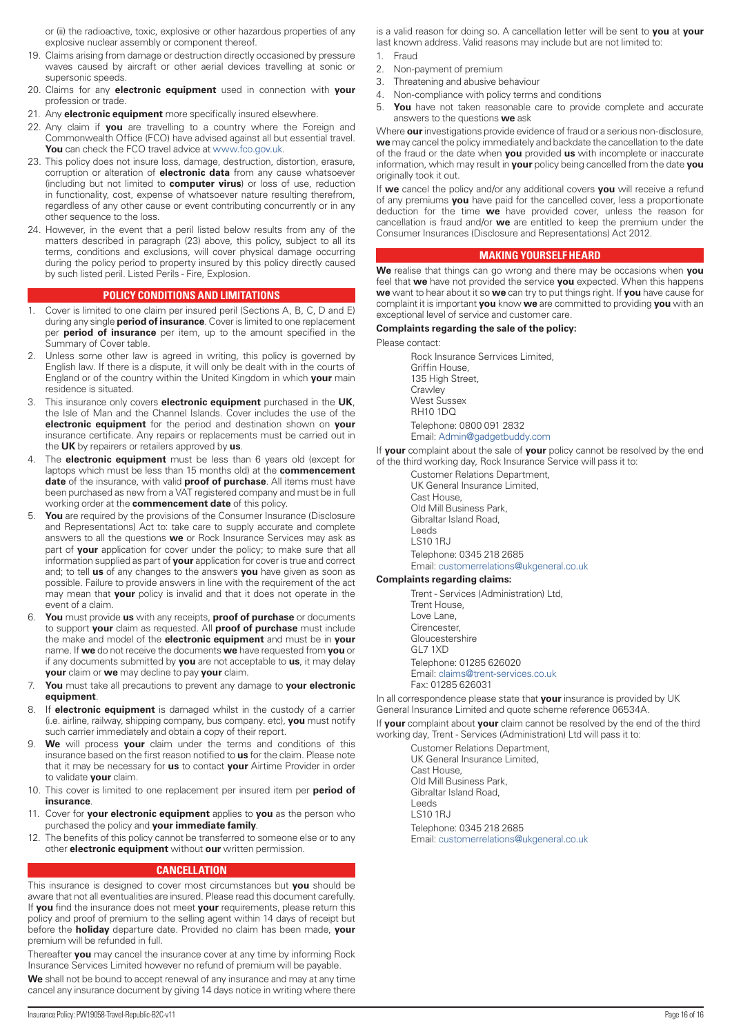or (ii) the radioactive, toxic, explosive or other hazardous properties of any explosive nuclear assembly or component thereof.

19. Claims arising from damage or destruction directly occasioned by pressure waves caused by aircraft or other aerial devices travelling at sonic or supersonic speeds.
20. Claims for any **electronic equipment** used in connection with **your** profession or trade.
21. Any **electronic equipment** more specifically insured elsewhere.
22. Any claim if **you** are travelling to a country where the Foreign and Commonwealth Office (FCO) have advised against all but essential travel. **You** can check the FCO travel advice at www.fco.gov.uk.
23. This policy does not insure loss, damage, destruction, distortion, erasure, corruption or alteration of **electronic data** from any cause whatsoever (including but not limited to **computer virus**) or loss of use, reduction in functionality, cost, expense of whatsoever nature resulting therefrom, regardless of any other cause or event contributing concurrently or in any other sequence to the loss.
24. However, in the event that a peril listed below results from any of the matters described in paragraph (23) above, this policy, subject to all its terms, conditions and exclusions, will cover physical damage occurring during the policy period to property insured by this policy directly caused by such listed peril. Listed Perils - Fire, Explosion.

## POLICY CONDITIONS AND LIMITATIONS

1. Cover is limited to one claim per insured peril (Sections A, B, C, D and E) during any single **period of insurance**. Cover is limited to one replacement per **period of insurance** per item, up to the amount specified in the Summary of Cover table.
2. Unless some other law is agreed in writing, this policy is governed by English law. If there is a dispute, it will only be dealt with in the courts of England or of the country within the United Kingdom in which **your** main residence is situated.
3. This insurance only covers **electronic equipment** purchased in the **UK**, the Isle of Man and the Channel Islands. Cover includes the use of the **electronic equipment** for the period and destination shown on **your** insurance certificate. Any repairs or replacements must be carried out in the **UK** by repairers or retailers approved by **us**.
4. The **electronic equipment** must be less than 6 years old (except for laptops which must be less than 15 months old) at the **commencement date** of the insurance, with valid **proof of purchase**. All items must have been purchased as new from a VAT registered company and must be in full working order at the **commencement date** of this policy.
5. **You** are required by the provisions of the Consumer Insurance (Disclosure and Representations) Act to: take care to supply accurate and complete answers to all the questions **we** or Rock Insurance Services may ask as part of **your** application for cover under the policy; to make sure that all information supplied as part of **your** application for cover is true and correct and; to tell **us** of any changes to the answers **you** have given as soon as possible. Failure to provide answers in line with the requirement of the act may mean that **your** policy is invalid and that it does not operate in the event of a claim.
6. **You** must provide **us** with any receipts, **proof of purchase** or documents to support **your** claim as requested. All **proof of purchase** must include the make and model of the **electronic equipment** and must be in **your** name. If **we** do not receive the documents **we** have requested from **you** or if any documents submitted by **you** are not acceptable to **us**, it may delay **your** claim or **we** may decline to pay **your** claim.
7. **You** must take all precautions to prevent any damage to **your electronic equipment**.
8. If **electronic equipment** is damaged whilst in the custody of a carrier (i.e. airline, railway, shipping company, bus company. etc), **you** must notify such carrier immediately and obtain a copy of their report.
9. **We** will process **your** claim under the terms and conditions of this insurance based on the first reason notified to **us** for the claim. Please note that it may be necessary for **us** to contact **your** Airtime Provider in order to validate **your** claim.
10. This cover is limited to one replacement per insured item per **period of insurance**.
11. Cover for **your electronic equipment** applies to **you** as the person who purchased the policy and **your immediate family**.
12. The benefits of this policy cannot be transferred to someone else or to any other **electronic equipment** without **our** written permission.

## CANCELLATION

This insurance is designed to cover most circumstances but **you** should be aware that not all eventualities are insured. Please read this document carefully. If **you** find the insurance does not meet **your** requirements, please return this policy and proof of premium to the selling agent within 14 days of receipt but before the **holiday** departure date. Provided no claim has been made, **your** premium will be refunded in full.

Thereafter **you** may cancel the insurance cover at any time by informing Rock Insurance Services Limited however no refund of premium will be payable.

**We** shall not be bound to accept renewal of any insurance and may at any time cancel any insurance document by giving 14 days notice in writing where there is a valid reason for doing so. A cancellation letter will be sent to **you** at **your** last known address. Valid reasons may include but are not limited to:

1. Fraud
2. Non-payment of premium
3. Threatening and abusive behaviour
4. Non-compliance with policy terms and conditions
5. **You** have not taken reasonable care to provide complete and accurate answers to the questions **we** ask

Where **our** investigations provide evidence of fraud or a serious non-disclosure, **we** may cancel the policy immediately and backdate the cancellation to the date of the fraud or the date when **you** provided **us** with incomplete or inaccurate information, which may result in **your** policy being cancelled from the date **you** originally took it out.

If **we** cancel the policy and/or any additional covers **you** will receive a refund of any premiums **you** have paid for the cancelled cover, less a proportionate deduction for the time **we** have provided cover, unless the reason for cancellation is fraud and/or **we** are entitled to keep the premium under the Consumer Insurances (Disclosure and Representations) Act 2012.

## MAKING YOURSELF HEARD

**We** realise that things can go wrong and there may be occasions when **you** feel that **we** have not provided the service **you** expected. When this happens **we** want to hear about it so **we** can try to put things right. If **you** have cause for complaint it is important **you** know **we** are committed to providing **you** with an exceptional level of service and customer care.

**Complaints regarding the sale of the policy:**

Please contact:

Rock Insurance Serrvices Limited,
Griffin House,
135 High Street,
Crawley
West Sussex
RH10 1DQ
Telephone: 0800 091 2832
Email: Admin@gadgetbuddy.com

If **your** complaint about the sale of **your** policy cannot be resolved by the end of the third working day, Rock Insurance Service will pass it to:

Customer Relations Department,
UK General Insurance Limited,
Cast House,
Old Mill Business Park,
Gibraltar Island Road,
Leeds
LS10 1RJ
Telephone: 0345 218 2685
Email: customerrelations@ukgeneral.co.uk

**Complaints regarding claims:**

Trent - Services (Administration) Ltd,
Trent House,
Love Lane,
Cirencester,
Gloucestershire
GL7 1XD
Telephone: 01285 626020
Email: claims@trent-services.co.uk
Fax: 01285 626031

In all correspondence please state that **your** insurance is provided by UK General Insurance Limited and quote scheme reference 06534A.

If **your** complaint about **your** claim cannot be resolved by the end of the third working day, Trent - Services (Administration) Ltd will pass it to:

Customer Relations Department,
UK General Insurance Limited,
Cast House,
Old Mill Business Park,
Gibraltar Island Road,
Leeds
LS10 1RJ
Telephone: 0345 218 2685
Email: customerrelations@ukgeneral.co.uk